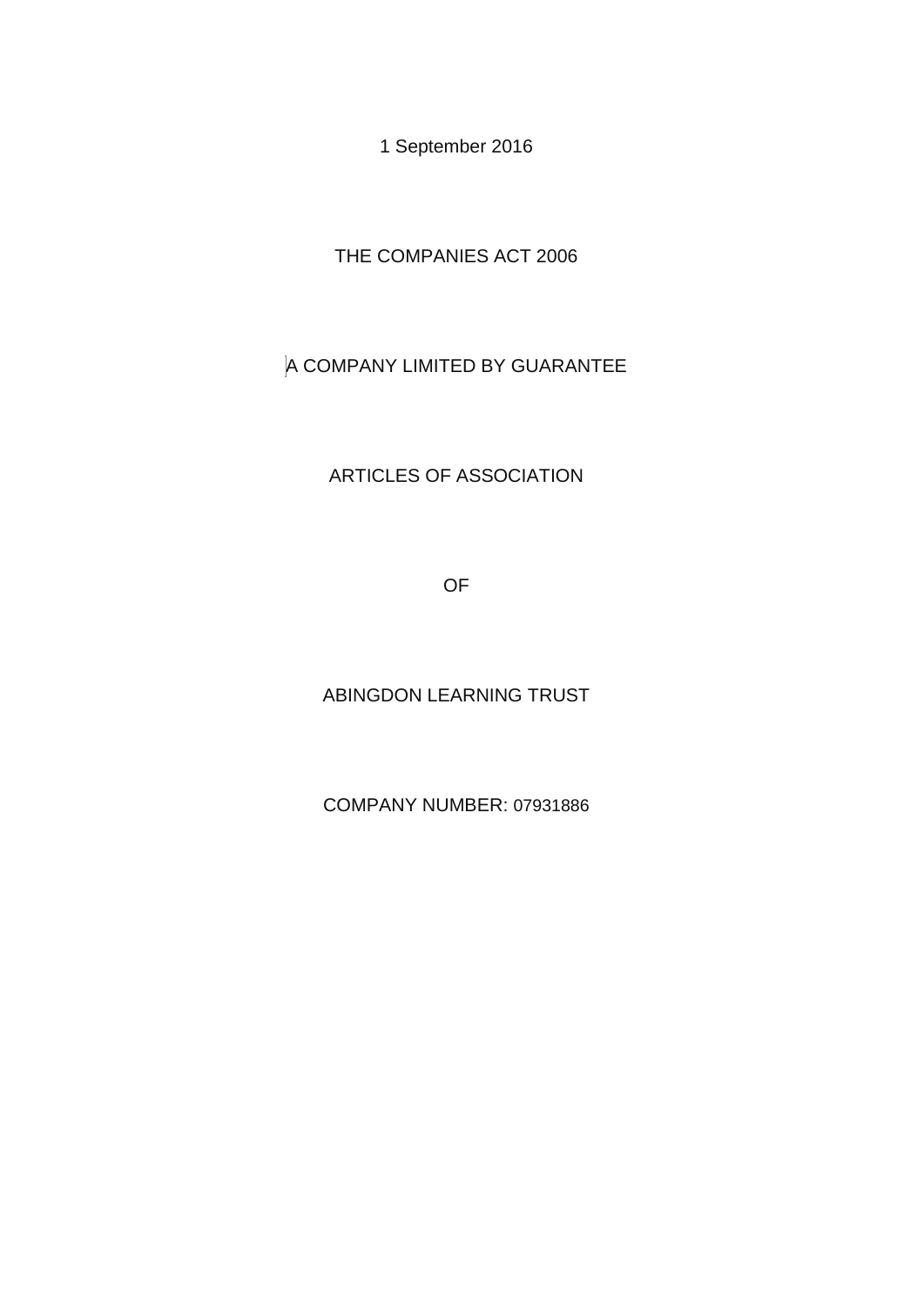1 September 2016

THE COMPANIES ACT 2006

A COMPANY LIMITED BY GUARANTEE

# ARTICLES OF ASSOCIATION

OF

# ABINGDON LEARNING TRUST

COMPANY NUMBER: 07931886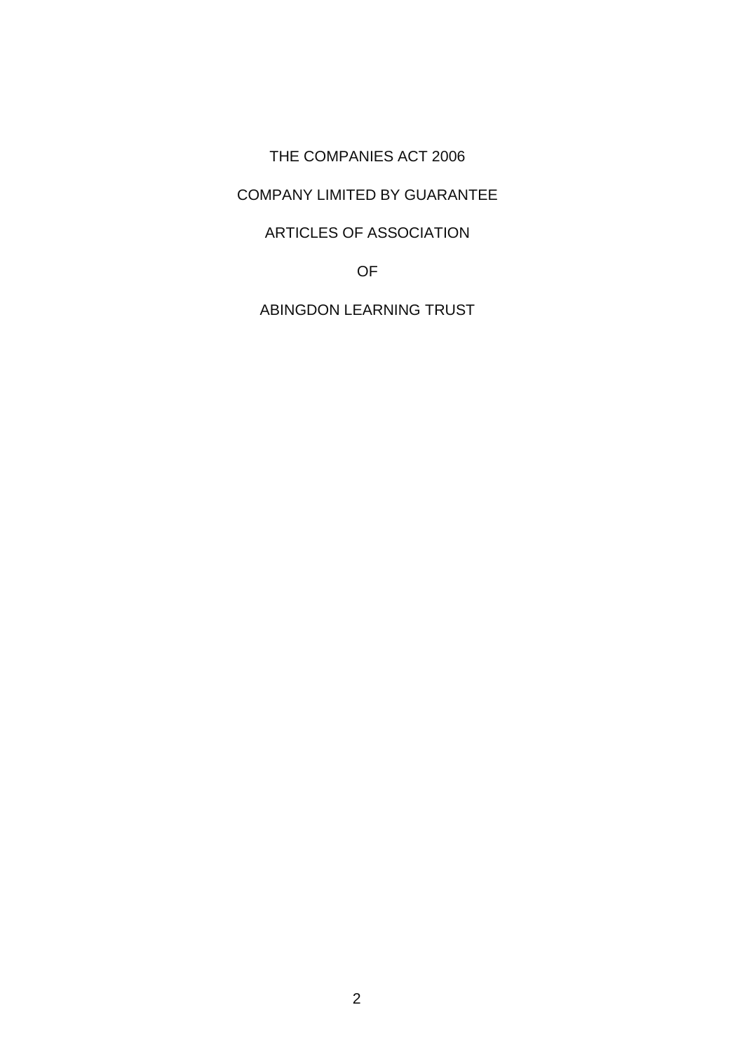THE COMPANIES ACT 2006

COMPANY LIMITED BY GUARANTEE

ARTICLES OF ASSOCIATION

OF

ABINGDON LEARNING TRUST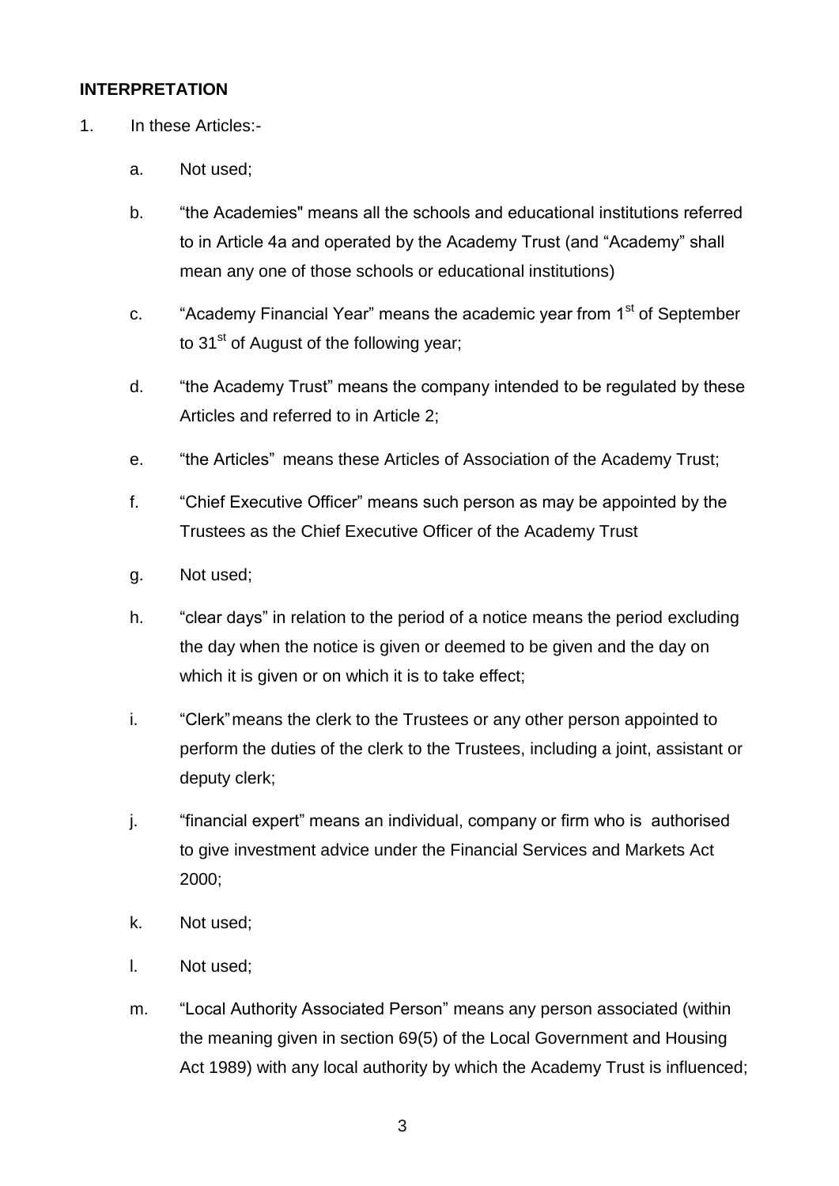**INTERPRETATION**

1. In these Articles:-

   a. Not used;

   b. "the Academies" means all the schools and educational institutions referred to in Article 4a and operated by the Academy Trust (and "Academy" shall mean any one of those schools or educational institutions)

   c. "Academy Financial Year" means the academic year from 1st of September to 31st of August of the following year;

   d. "the Academy Trust" means the company intended to be regulated by these Articles and referred to in Article 2;

   e. "the Articles" means these Articles of Association of the Academy Trust;

   f. "Chief Executive Officer" means such person as may be appointed by the Trustees as the Chief Executive Officer of the Academy Trust

   g. Not used;

   h. "clear days" in relation to the period of a notice means the period excluding the day when the notice is given or deemed to be given and the day on which it is given or on which it is to take effect;

   i. "Clerk" means the clerk to the Trustees or any other person appointed to perform the duties of the clerk to the Trustees, including a joint, assistant or deputy clerk;

   j. "financial expert" means an individual, company or firm who is authorised to give investment advice under the Financial Services and Markets Act 2000;

   k. Not used;

   l. Not used;

   m. "Local Authority Associated Person" means any person associated (within the meaning given in section 69(5) of the Local Government and Housing Act 1989) with any local authority by which the Academy Trust is influenced;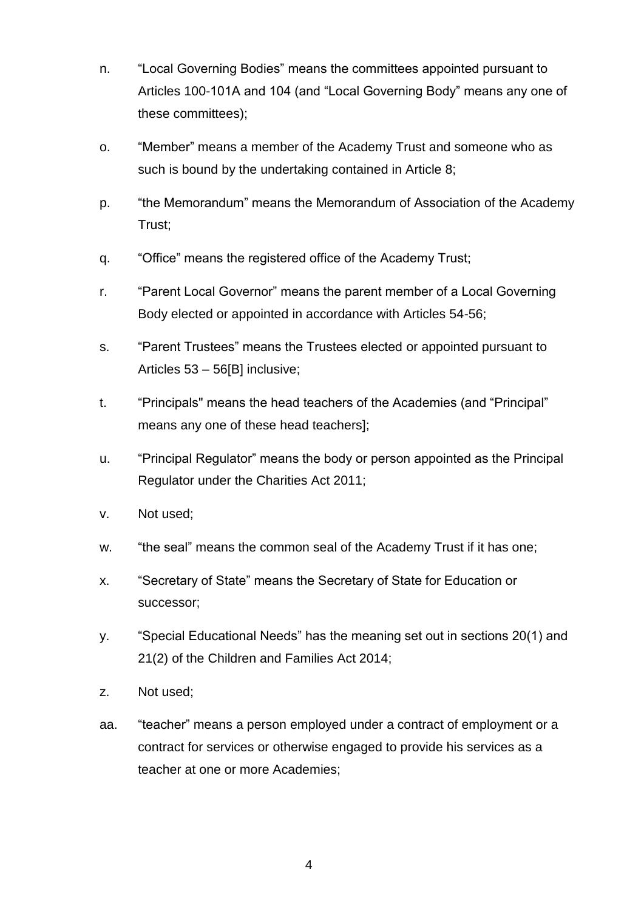n. "Local Governing Bodies" means the committees appointed pursuant to Articles 100-101A and 104 (and "Local Governing Body" means any one of these committees);

o. "Member" means a member of the Academy Trust and someone who as such is bound by the undertaking contained in Article 8;

p. "the Memorandum" means the Memorandum of Association of the Academy Trust;

q. "Office" means the registered office of the Academy Trust;

r. "Parent Local Governor" means the parent member of a Local Governing Body elected or appointed in accordance with Articles 54-56;

s. "Parent Trustees" means the Trustees elected or appointed pursuant to Articles 53 – 56[B] inclusive;

t. "Principals" means the head teachers of the Academies (and "Principal" means any one of these head teachers];

u. "Principal Regulator" means the body or person appointed as the Principal Regulator under the Charities Act 2011;

v. Not used;

w. "the seal" means the common seal of the Academy Trust if it has one;

x. "Secretary of State" means the Secretary of State for Education or successor;

y. "Special Educational Needs" has the meaning set out in sections 20(1) and 21(2) of the Children and Families Act 2014;

z. Not used;

aa. "teacher" means a person employed under a contract of employment or a contract for services or otherwise engaged to provide his services as a teacher at one or more Academies;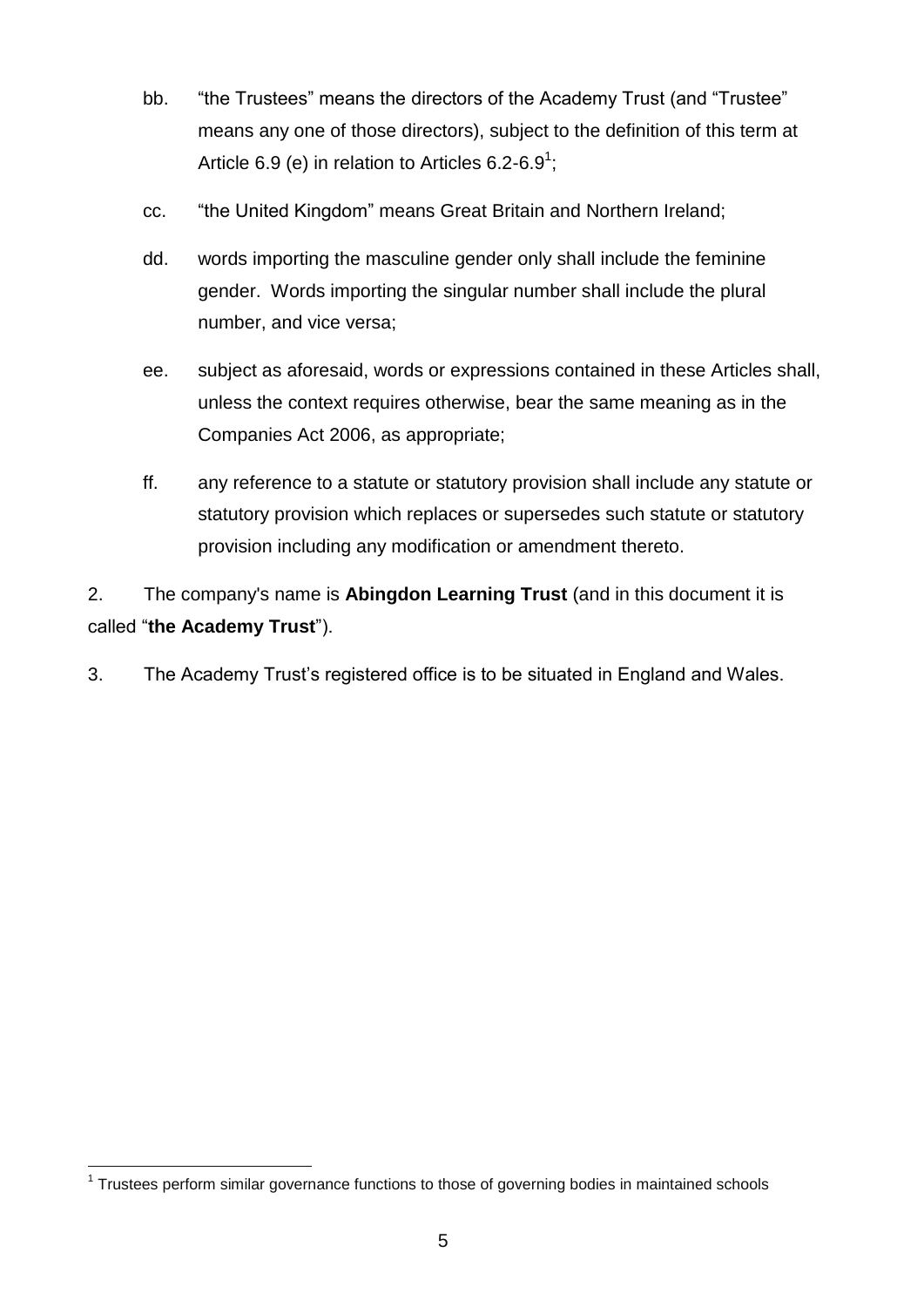bb. "the Trustees" means the directors of the Academy Trust (and "Trustee" means any one of those directors), subject to the definition of this term at Article 6.9 (e) in relation to Articles 6.2-6.9[1];

cc. "the United Kingdom" means Great Britain and Northern Ireland;

dd. words importing the masculine gender only shall include the feminine gender. Words importing the singular number shall include the plural number, and vice versa;

ee. subject as aforesaid, words or expressions contained in these Articles shall, unless the context requires otherwise, bear the same meaning as in the Companies Act 2006, as appropriate;

ff. any reference to a statute or statutory provision shall include any statute or statutory provision which replaces or supersedes such statute or statutory provision including any modification or amendment thereto.

2. The company's name is **Abingdon Learning Trust** (and in this document it is called "**the Academy Trust**").

3. The Academy Trust's registered office is to be situated in England and Wales.

[1] Trustees perform similar governance functions to those of governing bodies in maintained schools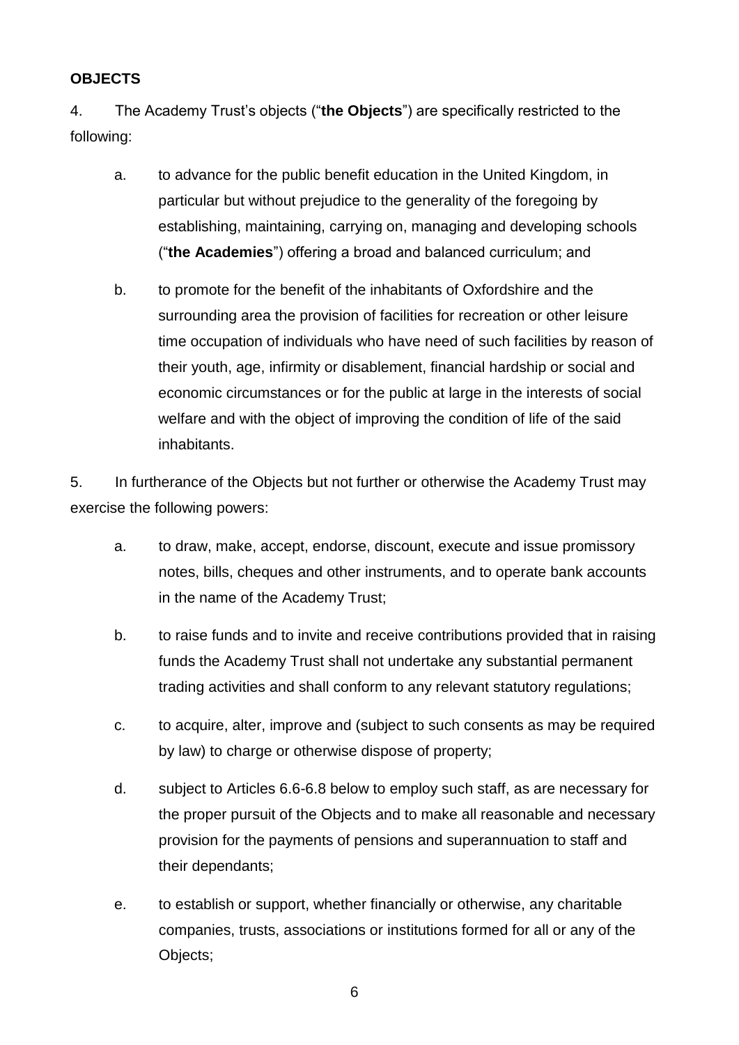**OBJECTS**

4. The Academy Trust's objects ("**the Objects**") are specifically restricted to the following:

   a. to advance for the public benefit education in the United Kingdom, in particular but without prejudice to the generality of the foregoing by establishing, maintaining, carrying on, managing and developing schools ("**the Academies**") offering a broad and balanced curriculum; and

   b. to promote for the benefit of the inhabitants of Oxfordshire and the surrounding area the provision of facilities for recreation or other leisure time occupation of individuals who have need of such facilities by reason of their youth, age, infirmity or disablement, financial hardship or social and economic circumstances or for the public at large in the interests of social welfare and with the object of improving the condition of life of the said inhabitants.

5. In furtherance of the Objects but not further or otherwise the Academy Trust may exercise the following powers:

   a. to draw, make, accept, endorse, discount, execute and issue promissory notes, bills, cheques and other instruments, and to operate bank accounts in the name of the Academy Trust;

   b. to raise funds and to invite and receive contributions provided that in raising funds the Academy Trust shall not undertake any substantial permanent trading activities and shall conform to any relevant statutory regulations;

   c. to acquire, alter, improve and (subject to such consents as may be required by law) to charge or otherwise dispose of property;

   d. subject to Articles 6.6-6.8 below to employ such staff, as are necessary for the proper pursuit of the Objects and to make all reasonable and necessary provision for the payments of pensions and superannuation to staff and their dependants;

   e. to establish or support, whether financially or otherwise, any charitable companies, trusts, associations or institutions formed for all or any of the Objects;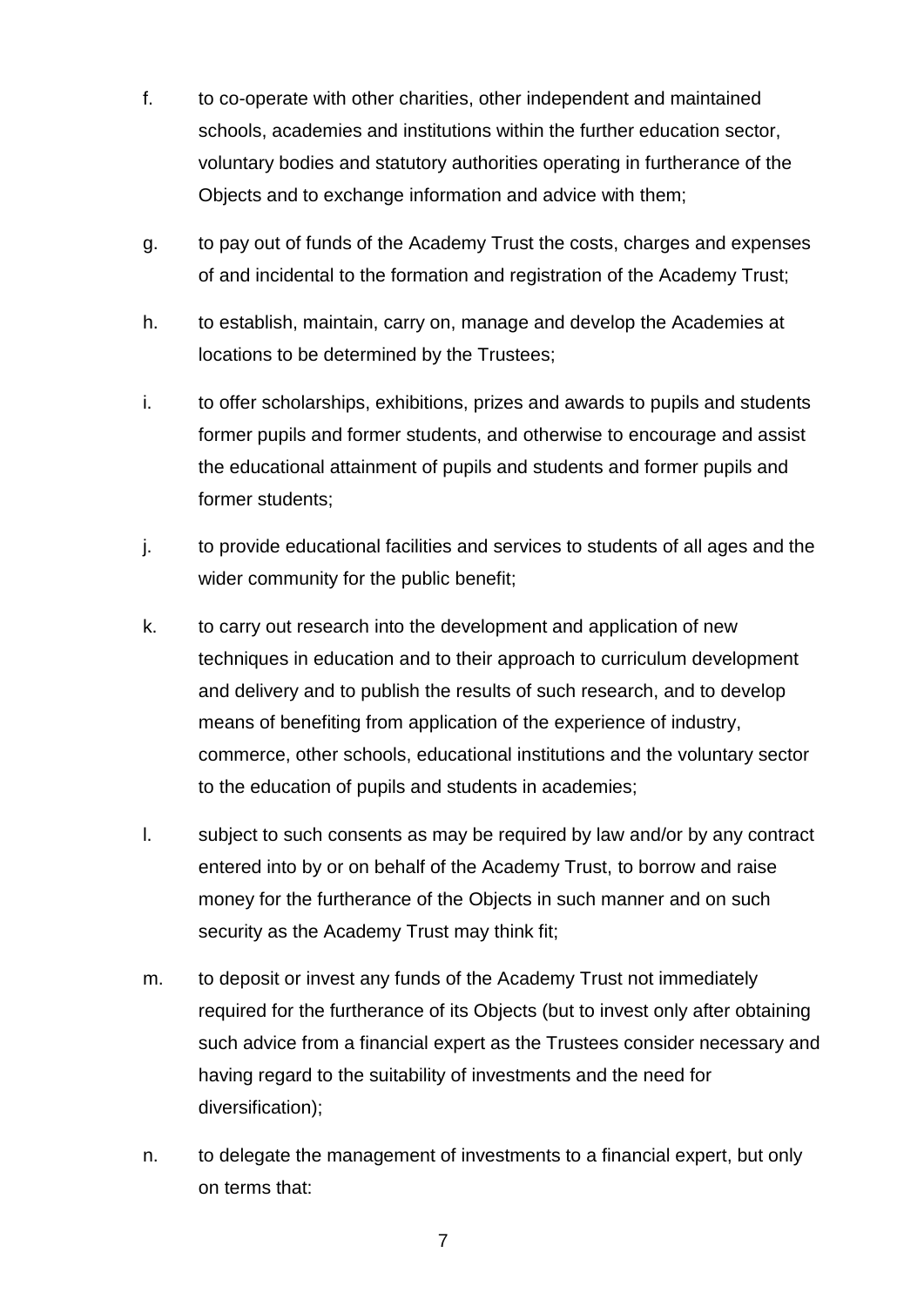f. to co-operate with other charities, other independent and maintained schools, academies and institutions within the further education sector, voluntary bodies and statutory authorities operating in furtherance of the Objects and to exchange information and advice with them;

g. to pay out of funds of the Academy Trust the costs, charges and expenses of and incidental to the formation and registration of the Academy Trust;

h. to establish, maintain, carry on, manage and develop the Academies at locations to be determined by the Trustees;

i. to offer scholarships, exhibitions, prizes and awards to pupils and students former pupils and former students, and otherwise to encourage and assist the educational attainment of pupils and students and former pupils and former students;

j. to provide educational facilities and services to students of all ages and the wider community for the public benefit;

k. to carry out research into the development and application of new techniques in education and to their approach to curriculum development and delivery and to publish the results of such research, and to develop means of benefiting from application of the experience of industry, commerce, other schools, educational institutions and the voluntary sector to the education of pupils and students in academies;

l. subject to such consents as may be required by law and/or by any contract entered into by or on behalf of the Academy Trust, to borrow and raise money for the furtherance of the Objects in such manner and on such security as the Academy Trust may think fit;

m. to deposit or invest any funds of the Academy Trust not immediately required for the furtherance of its Objects (but to invest only after obtaining such advice from a financial expert as the Trustees consider necessary and having regard to the suitability of investments and the need for diversification);

n. to delegate the management of investments to a financial expert, but only on terms that: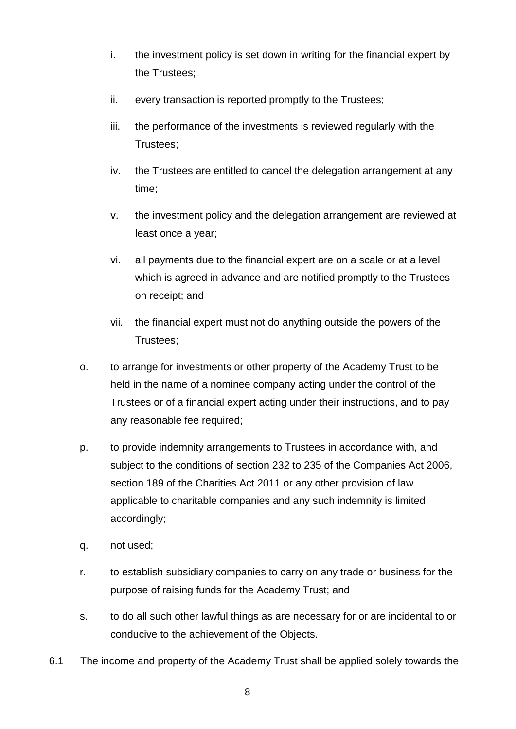i. the investment policy is set down in writing for the financial expert by the Trustees;

ii. every transaction is reported promptly to the Trustees;

iii. the performance of the investments is reviewed regularly with the Trustees;

iv. the Trustees are entitled to cancel the delegation arrangement at any time;

v. the investment policy and the delegation arrangement are reviewed at least once a year;

vi. all payments due to the financial expert are on a scale or at a level which is agreed in advance and are notified promptly to the Trustees on receipt; and

vii. the financial expert must not do anything outside the powers of the Trustees;

o. to arrange for investments or other property of the Academy Trust to be held in the name of a nominee company acting under the control of the Trustees or of a financial expert acting under their instructions, and to pay any reasonable fee required;

p. to provide indemnity arrangements to Trustees in accordance with, and subject to the conditions of section 232 to 235 of the Companies Act 2006, section 189 of the Charities Act 2011 or any other provision of law applicable to charitable companies and any such indemnity is limited accordingly;

q. not used;

r. to establish subsidiary companies to carry on any trade or business for the purpose of raising funds for the Academy Trust; and

s. to do all such other lawful things as are necessary for or are incidental to or conducive to the achievement of the Objects.

6.1 The income and property of the Academy Trust shall be applied solely towards the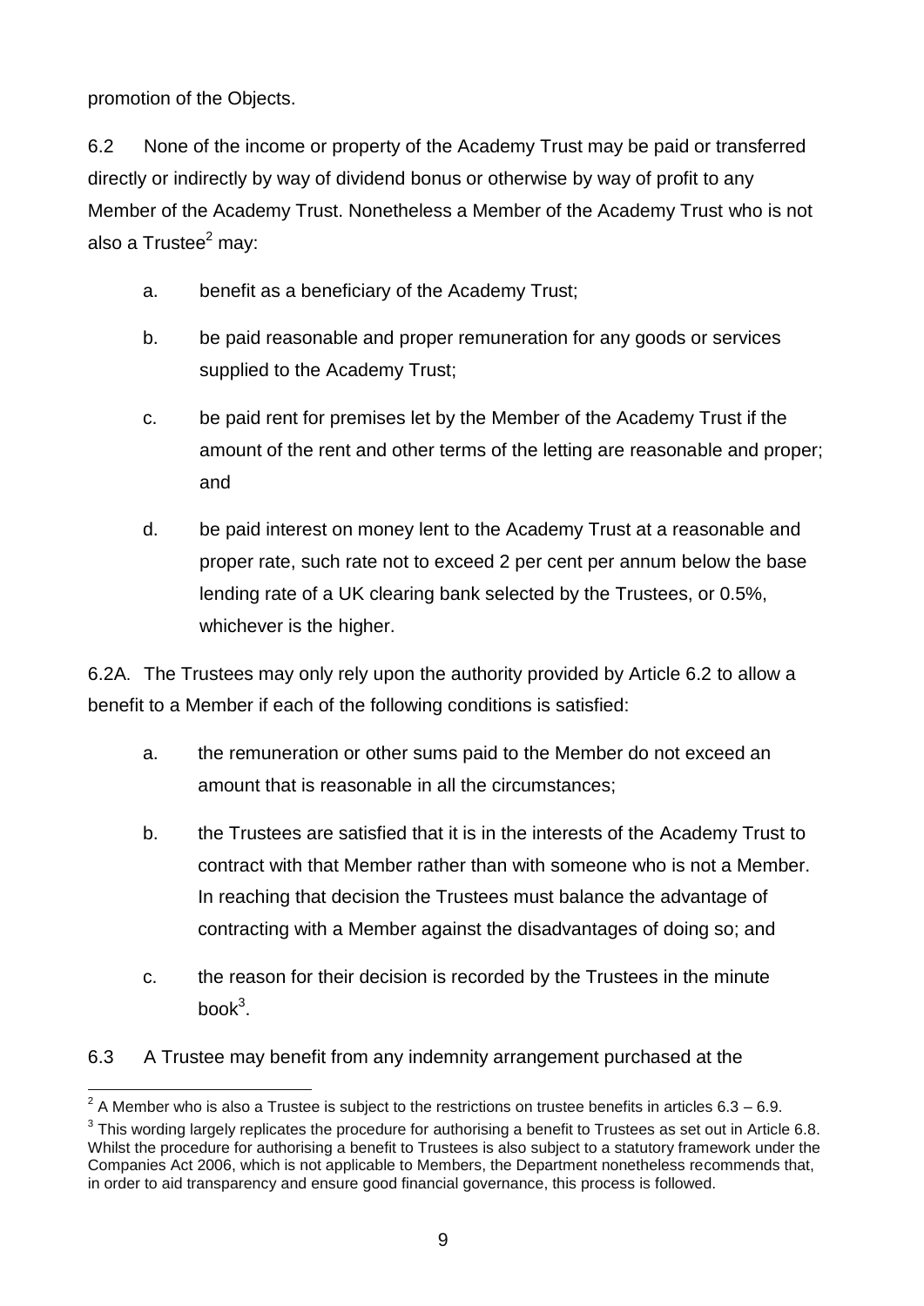promotion of the Objects.

6.2 None of the income or property of the Academy Trust may be paid or transferred directly or indirectly by way of dividend bonus or otherwise by way of profit to any Member of the Academy Trust. Nonetheless a Member of the Academy Trust who is not also a Trustee[2] may:

a. benefit as a beneficiary of the Academy Trust;

b. be paid reasonable and proper remuneration for any goods or services supplied to the Academy Trust;

c. be paid rent for premises let by the Member of the Academy Trust if the amount of the rent and other terms of the letting are reasonable and proper; and

d. be paid interest on money lent to the Academy Trust at a reasonable and proper rate, such rate not to exceed 2 per cent per annum below the base lending rate of a UK clearing bank selected by the Trustees, or 0.5%, whichever is the higher.

6.2A. The Trustees may only rely upon the authority provided by Article 6.2 to allow a benefit to a Member if each of the following conditions is satisfied:

a. the remuneration or other sums paid to the Member do not exceed an amount that is reasonable in all the circumstances;

b. the Trustees are satisfied that it is in the interests of the Academy Trust to contract with that Member rather than with someone who is not a Member. In reaching that decision the Trustees must balance the advantage of contracting with a Member against the disadvantages of doing so; and

c. the reason for their decision is recorded by the Trustees in the minute book[3].

6.3 A Trustee may benefit from any indemnity arrangement purchased at the

---

[2] A Member who is also a Trustee is subject to the restrictions on trustee benefits in articles 6.3 – 6.9.

[3] This wording largely replicates the procedure for authorising a benefit to Trustees as set out in Article 6.8. Whilst the procedure for authorising a benefit to Trustees is also subject to a statutory framework under the Companies Act 2006, which is not applicable to Members, the Department nonetheless recommends that, in order to aid transparency and ensure good financial governance, this process is followed.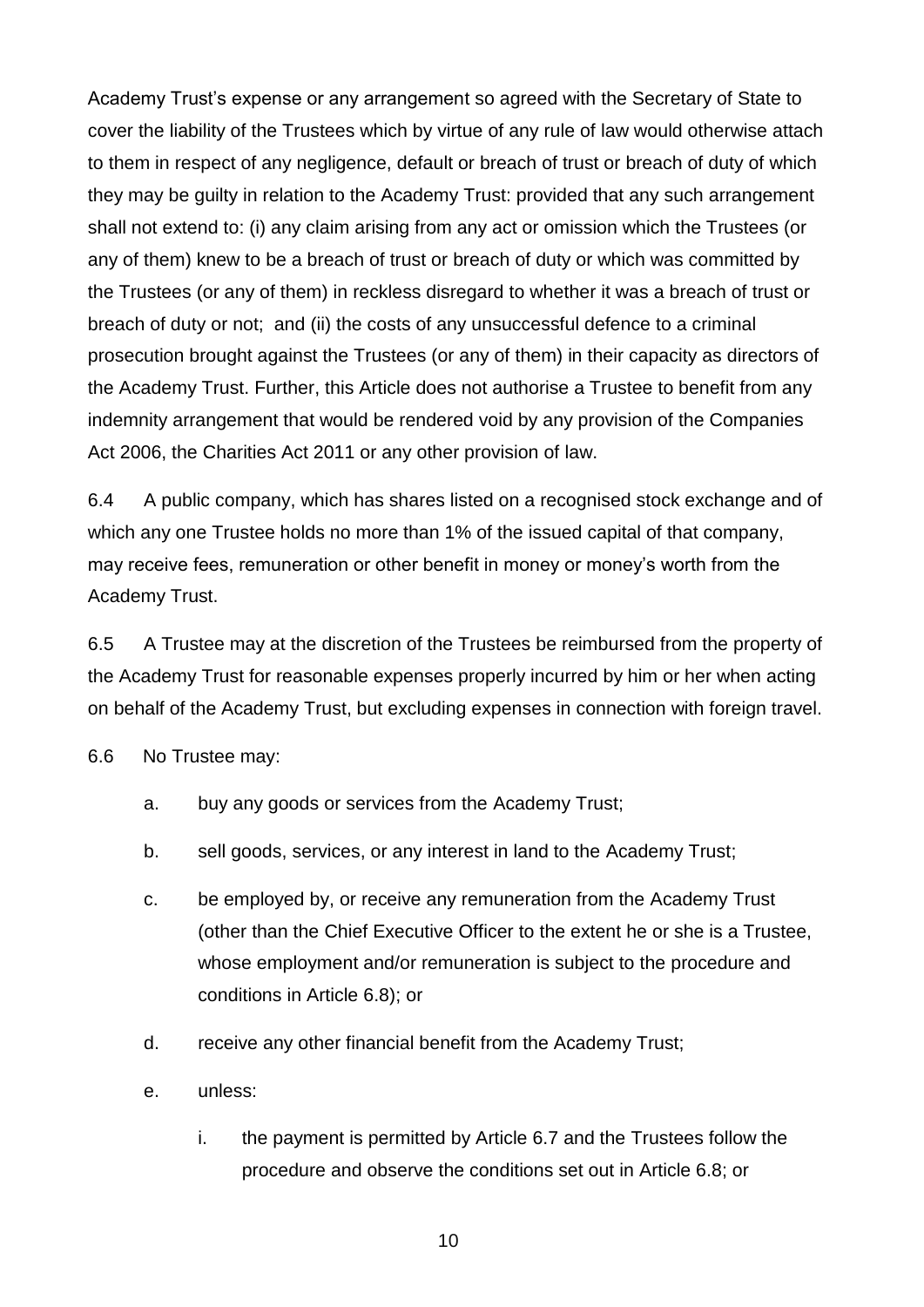Academy Trust's expense or any arrangement so agreed with the Secretary of State to cover the liability of the Trustees which by virtue of any rule of law would otherwise attach to them in respect of any negligence, default or breach of trust or breach of duty of which they may be guilty in relation to the Academy Trust: provided that any such arrangement shall not extend to: (i) any claim arising from any act or omission which the Trustees (or any of them) knew to be a breach of trust or breach of duty or which was committed by the Trustees (or any of them) in reckless disregard to whether it was a breach of trust or breach of duty or not; and (ii) the costs of any unsuccessful defence to a criminal prosecution brought against the Trustees (or any of them) in their capacity as directors of the Academy Trust. Further, this Article does not authorise a Trustee to benefit from any indemnity arrangement that would be rendered void by any provision of the Companies Act 2006, the Charities Act 2011 or any other provision of law.

6.4 A public company, which has shares listed on a recognised stock exchange and of which any one Trustee holds no more than 1% of the issued capital of that company, may receive fees, remuneration or other benefit in money or money's worth from the Academy Trust.

6.5 A Trustee may at the discretion of the Trustees be reimbursed from the property of the Academy Trust for reasonable expenses properly incurred by him or her when acting on behalf of the Academy Trust, but excluding expenses in connection with foreign travel.

6.6 No Trustee may:

a. buy any goods or services from the Academy Trust;

b. sell goods, services, or any interest in land to the Academy Trust;

c. be employed by, or receive any remuneration from the Academy Trust (other than the Chief Executive Officer to the extent he or she is a Trustee, whose employment and/or remuneration is subject to the procedure and conditions in Article 6.8); or

d. receive any other financial benefit from the Academy Trust;

e. unless:

i. the payment is permitted by Article 6.7 and the Trustees follow the procedure and observe the conditions set out in Article 6.8; or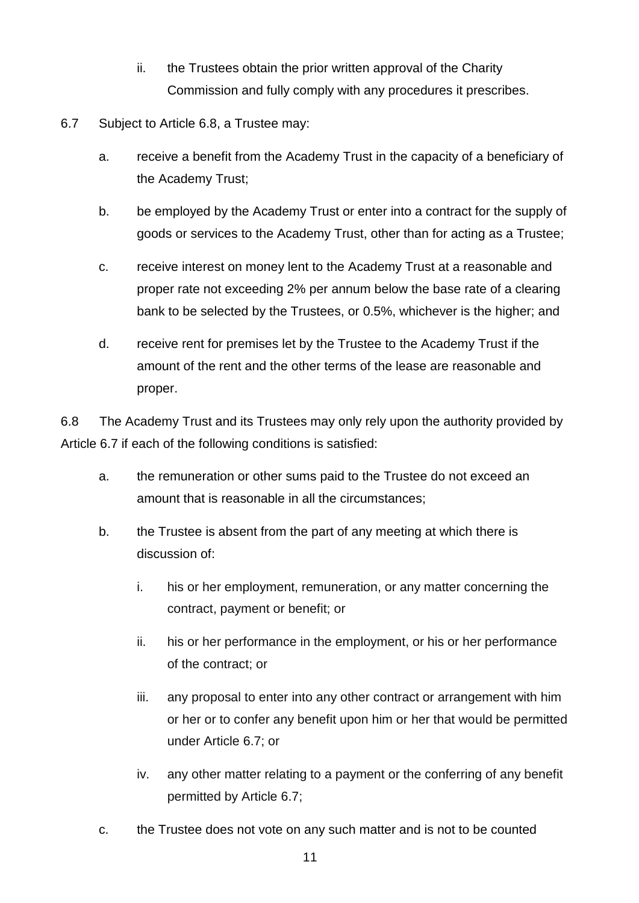ii. the Trustees obtain the prior written approval of the Charity Commission and fully comply with any procedures it prescribes.

6.7 Subject to Article 6.8, a Trustee may:

a. receive a benefit from the Academy Trust in the capacity of a beneficiary of the Academy Trust;

b. be employed by the Academy Trust or enter into a contract for the supply of goods or services to the Academy Trust, other than for acting as a Trustee;

c. receive interest on money lent to the Academy Trust at a reasonable and proper rate not exceeding 2% per annum below the base rate of a clearing bank to be selected by the Trustees, or 0.5%, whichever is the higher; and

d. receive rent for premises let by the Trustee to the Academy Trust if the amount of the rent and the other terms of the lease are reasonable and proper.

6.8 The Academy Trust and its Trustees may only rely upon the authority provided by Article 6.7 if each of the following conditions is satisfied:

a. the remuneration or other sums paid to the Trustee do not exceed an amount that is reasonable in all the circumstances;

b. the Trustee is absent from the part of any meeting at which there is discussion of:

   i. his or her employment, remuneration, or any matter concerning the contract, payment or benefit; or

   ii. his or her performance in the employment, or his or her performance of the contract; or

   iii. any proposal to enter into any other contract or arrangement with him or her or to confer any benefit upon him or her that would be permitted under Article 6.7; or

   iv. any other matter relating to a payment or the conferring of any benefit permitted by Article 6.7;

c. the Trustee does not vote on any such matter and is not to be counted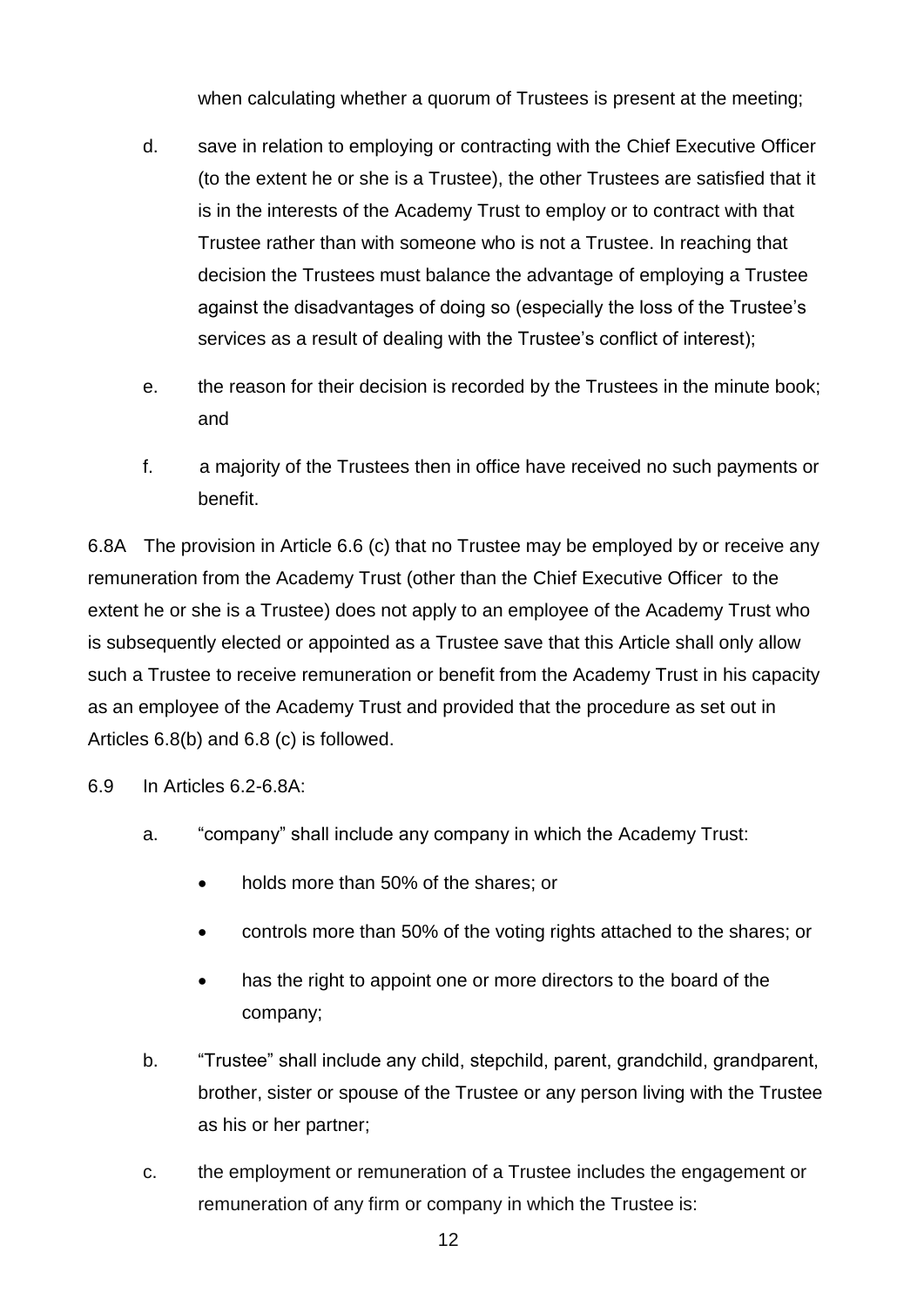when calculating whether a quorum of Trustees is present at the meeting;

d. save in relation to employing or contracting with the Chief Executive Officer (to the extent he or she is a Trustee), the other Trustees are satisfied that it is in the interests of the Academy Trust to employ or to contract with that Trustee rather than with someone who is not a Trustee. In reaching that decision the Trustees must balance the advantage of employing a Trustee against the disadvantages of doing so (especially the loss of the Trustee's services as a result of dealing with the Trustee's conflict of interest);

e. the reason for their decision is recorded by the Trustees in the minute book; and

f. a majority of the Trustees then in office have received no such payments or benefit.

6.8A The provision in Article 6.6 (c) that no Trustee may be employed by or receive any remuneration from the Academy Trust (other than the Chief Executive Officer to the extent he or she is a Trustee) does not apply to an employee of the Academy Trust who is subsequently elected or appointed as a Trustee save that this Article shall only allow such a Trustee to receive remuneration or benefit from the Academy Trust in his capacity as an employee of the Academy Trust and provided that the procedure as set out in Articles 6.8(b) and 6.8 (c) is followed.

6.9 In Articles 6.2-6.8A:

a. "company" shall include any company in which the Academy Trust:

- holds more than 50% of the shares; or
- controls more than 50% of the voting rights attached to the shares; or
- has the right to appoint one or more directors to the board of the company;

b. "Trustee" shall include any child, stepchild, parent, grandchild, grandparent, brother, sister or spouse of the Trustee or any person living with the Trustee as his or her partner;

c. the employment or remuneration of a Trustee includes the engagement or remuneration of any firm or company in which the Trustee is: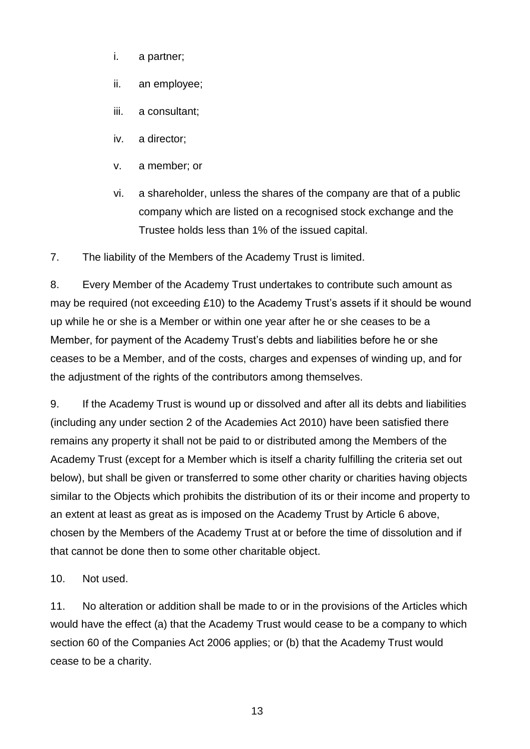i. a partner;

ii. an employee;

iii. a consultant;

iv. a director;

v. a member; or

vi. a shareholder, unless the shares of the company are that of a public company which are listed on a recognised stock exchange and the Trustee holds less than 1% of the issued capital.

7. The liability of the Members of the Academy Trust is limited.

8. Every Member of the Academy Trust undertakes to contribute such amount as may be required (not exceeding £10) to the Academy Trust's assets if it should be wound up while he or she is a Member or within one year after he or she ceases to be a Member, for payment of the Academy Trust's debts and liabilities before he or she ceases to be a Member, and of the costs, charges and expenses of winding up, and for the adjustment of the rights of the contributors among themselves.

9. If the Academy Trust is wound up or dissolved and after all its debts and liabilities (including any under section 2 of the Academies Act 2010) have been satisfied there remains any property it shall not be paid to or distributed among the Members of the Academy Trust (except for a Member which is itself a charity fulfilling the criteria set out below), but shall be given or transferred to some other charity or charities having objects similar to the Objects which prohibits the distribution of its or their income and property to an extent at least as great as is imposed on the Academy Trust by Article 6 above, chosen by the Members of the Academy Trust at or before the time of dissolution and if that cannot be done then to some other charitable object.

10. Not used.

11. No alteration or addition shall be made to or in the provisions of the Articles which would have the effect (a) that the Academy Trust would cease to be a company to which section 60 of the Companies Act 2006 applies; or (b) that the Academy Trust would cease to be a charity.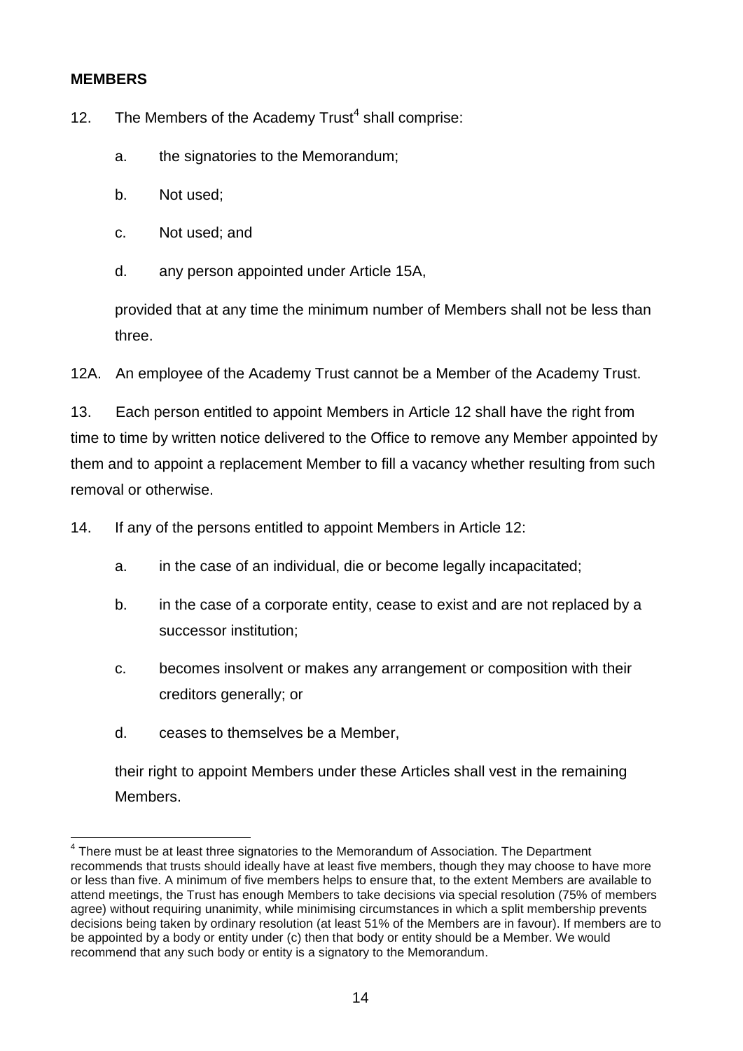## MEMBERS

12. The Members of the Academy Trust[4] shall comprise:

    a. the signatories to the Memorandum;

    b. Not used;

    c. Not used; and

    d. any person appointed under Article 15A,

    provided that at any time the minimum number of Members shall not be less than three.

12A. An employee of the Academy Trust cannot be a Member of the Academy Trust.

13. Each person entitled to appoint Members in Article 12 shall have the right from time to time by written notice delivered to the Office to remove any Member appointed by them and to appoint a replacement Member to fill a vacancy whether resulting from such removal or otherwise.

14. If any of the persons entitled to appoint Members in Article 12:

    a. in the case of an individual, die or become legally incapacitated;

    b. in the case of a corporate entity, cease to exist and are not replaced by a successor institution;

    c. becomes insolvent or makes any arrangement or composition with their creditors generally; or

    d. ceases to themselves be a Member,

    their right to appoint Members under these Articles shall vest in the remaining Members.

---

[4] There must be at least three signatories to the Memorandum of Association. The Department recommends that trusts should ideally have at least five members, though they may choose to have more or less than five. A minimum of five members helps to ensure that, to the extent Members are available to attend meetings, the Trust has enough Members to take decisions via special resolution (75% of members agree) without requiring unanimity, while minimising circumstances in which a split membership prevents decisions being taken by ordinary resolution (at least 51% of the Members are in favour). If members are to be appointed by a body or entity under (c) then that body or entity should be a Member. We would recommend that any such body or entity is a signatory to the Memorandum.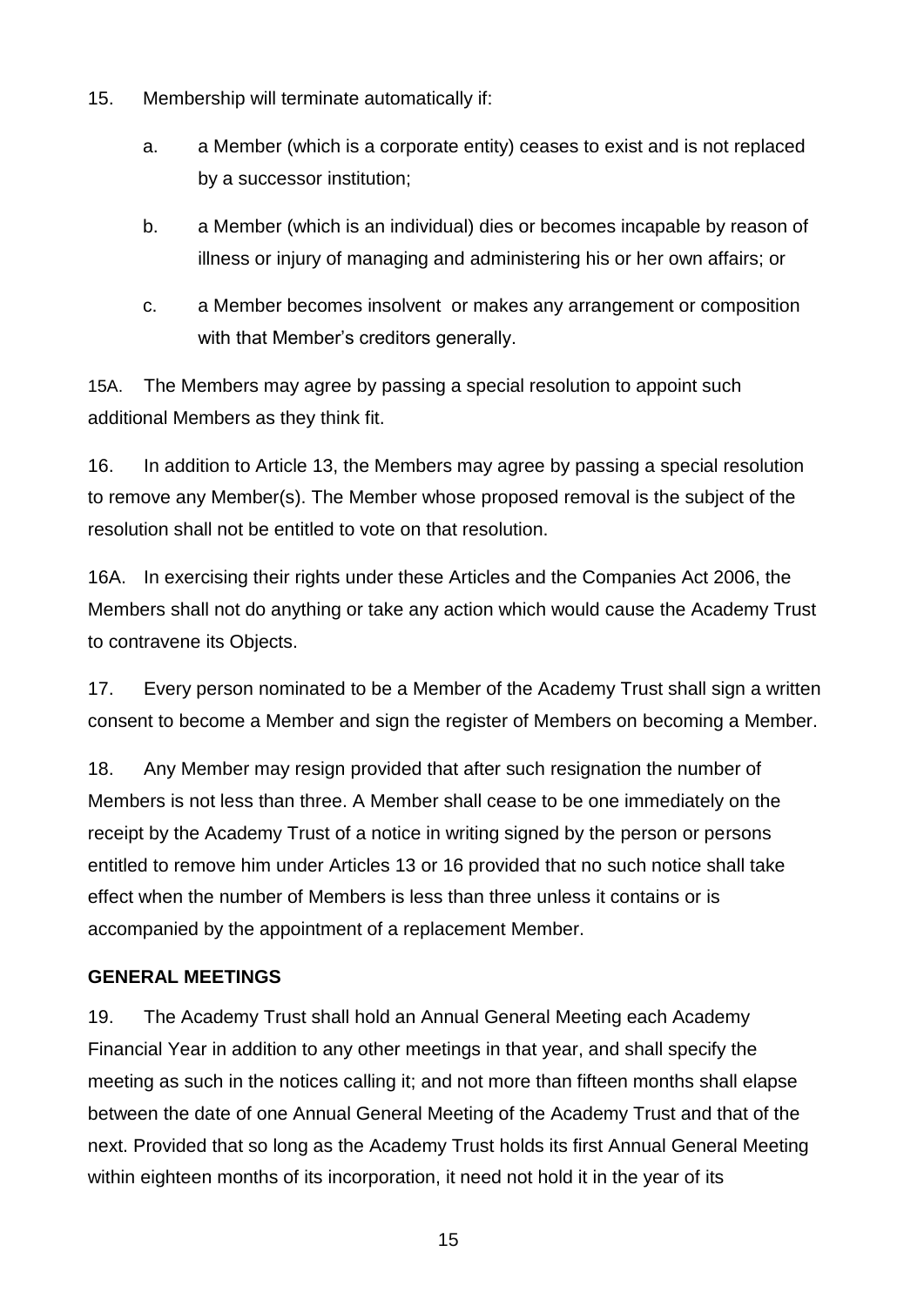15. Membership will terminate automatically if:

    a. a Member (which is a corporate entity) ceases to exist and is not replaced by a successor institution;

    b. a Member (which is an individual) dies or becomes incapable by reason of illness or injury of managing and administering his or her own affairs; or

    c. a Member becomes insolvent or makes any arrangement or composition with that Member's creditors generally.

15A. The Members may agree by passing a special resolution to appoint such additional Members as they think fit.

16. In addition to Article 13, the Members may agree by passing a special resolution to remove any Member(s). The Member whose proposed removal is the subject of the resolution shall not be entitled to vote on that resolution.

16A. In exercising their rights under these Articles and the Companies Act 2006, the Members shall not do anything or take any action which would cause the Academy Trust to contravene its Objects.

17. Every person nominated to be a Member of the Academy Trust shall sign a written consent to become a Member and sign the register of Members on becoming a Member.

18. Any Member may resign provided that after such resignation the number of Members is not less than three. A Member shall cease to be one immediately on the receipt by the Academy Trust of a notice in writing signed by the person or persons entitled to remove him under Articles 13 or 16 provided that no such notice shall take effect when the number of Members is less than three unless it contains or is accompanied by the appointment of a replacement Member.

**GENERAL MEETINGS**

19. The Academy Trust shall hold an Annual General Meeting each Academy Financial Year in addition to any other meetings in that year, and shall specify the meeting as such in the notices calling it; and not more than fifteen months shall elapse between the date of one Annual General Meeting of the Academy Trust and that of the next. Provided that so long as the Academy Trust holds its first Annual General Meeting within eighteen months of its incorporation, it need not hold it in the year of its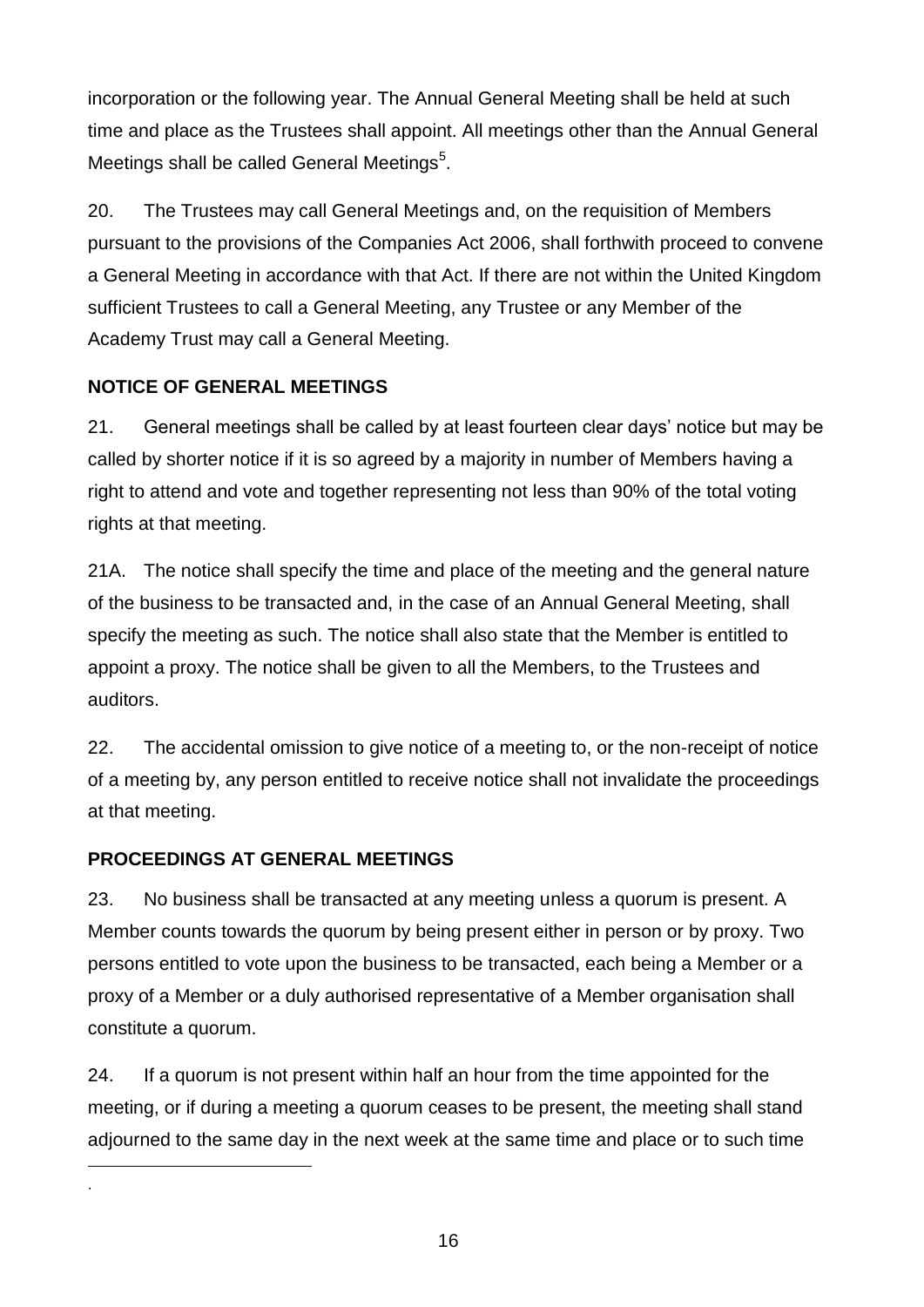incorporation or the following year. The Annual General Meeting shall be held at such time and place as the Trustees shall appoint. All meetings other than the Annual General Meetings shall be called General Meetings[5].

20. The Trustees may call General Meetings and, on the requisition of Members pursuant to the provisions of the Companies Act 2006, shall forthwith proceed to convene a General Meeting in accordance with that Act. If there are not within the United Kingdom sufficient Trustees to call a General Meeting, any Trustee or any Member of the Academy Trust may call a General Meeting.

**NOTICE OF GENERAL MEETINGS**

21. General meetings shall be called by at least fourteen clear days' notice but may be called by shorter notice if it is so agreed by a majority in number of Members having a right to attend and vote and together representing not less than 90% of the total voting rights at that meeting.

21A. The notice shall specify the time and place of the meeting and the general nature of the business to be transacted and, in the case of an Annual General Meeting, shall specify the meeting as such. The notice shall also state that the Member is entitled to appoint a proxy. The notice shall be given to all the Members, to the Trustees and auditors.

22. The accidental omission to give notice of a meeting to, or the non-receipt of notice of a meeting by, any person entitled to receive notice shall not invalidate the proceedings at that meeting.

**PROCEEDINGS AT GENERAL MEETINGS**

23. No business shall be transacted at any meeting unless a quorum is present. A Member counts towards the quorum by being present either in person or by proxy. Two persons entitled to vote upon the business to be transacted, each being a Member or a proxy of a Member or a duly authorised representative of a Member organisation shall constitute a quorum.

24. If a quorum is not present within half an hour from the time appointed for the meeting, or if during a meeting a quorum ceases to be present, the meeting shall stand adjourned to the same day in the next week at the same time and place or to such time

.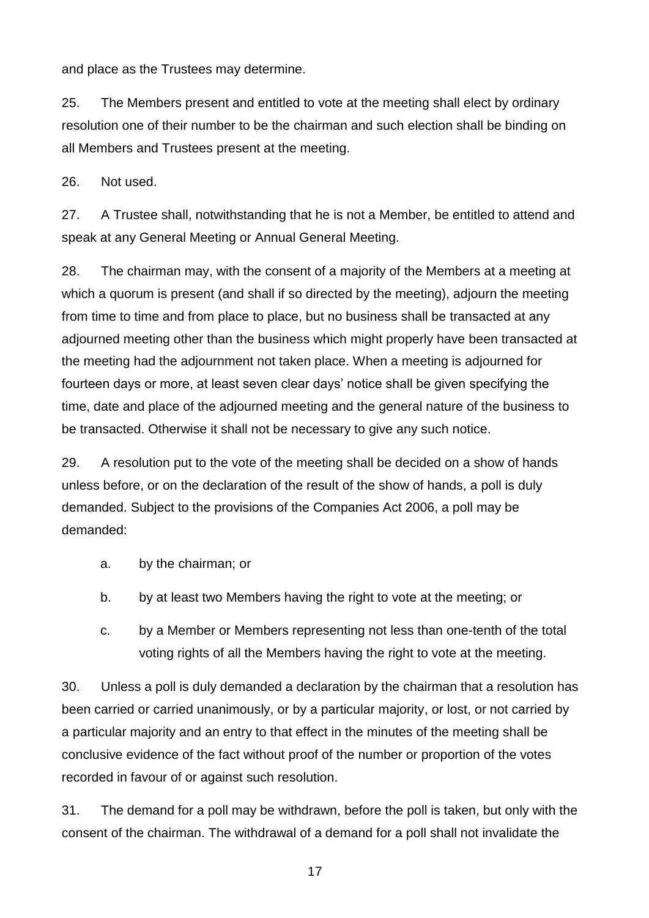and place as the Trustees may determine.

25. The Members present and entitled to vote at the meeting shall elect by ordinary resolution one of their number to be the chairman and such election shall be binding on all Members and Trustees present at the meeting.

26. Not used.

27. A Trustee shall, notwithstanding that he is not a Member, be entitled to attend and speak at any General Meeting or Annual General Meeting.

28. The chairman may, with the consent of a majority of the Members at a meeting at which a quorum is present (and shall if so directed by the meeting), adjourn the meeting from time to time and from place to place, but no business shall be transacted at any adjourned meeting other than the business which might properly have been transacted at the meeting had the adjournment not taken place. When a meeting is adjourned for fourteen days or more, at least seven clear days' notice shall be given specifying the time, date and place of the adjourned meeting and the general nature of the business to be transacted. Otherwise it shall not be necessary to give any such notice.

29. A resolution put to the vote of the meeting shall be decided on a show of hands unless before, or on the declaration of the result of the show of hands, a poll is duly demanded. Subject to the provisions of the Companies Act 2006, a poll may be demanded:

a. by the chairman; or

b. by at least two Members having the right to vote at the meeting; or

c. by a Member or Members representing not less than one-tenth of the total voting rights of all the Members having the right to vote at the meeting.

30. Unless a poll is duly demanded a declaration by the chairman that a resolution has been carried or carried unanimously, or by a particular majority, or lost, or not carried by a particular majority and an entry to that effect in the minutes of the meeting shall be conclusive evidence of the fact without proof of the number or proportion of the votes recorded in favour of or against such resolution.

31. The demand for a poll may be withdrawn, before the poll is taken, but only with the consent of the chairman. The withdrawal of a demand for a poll shall not invalidate the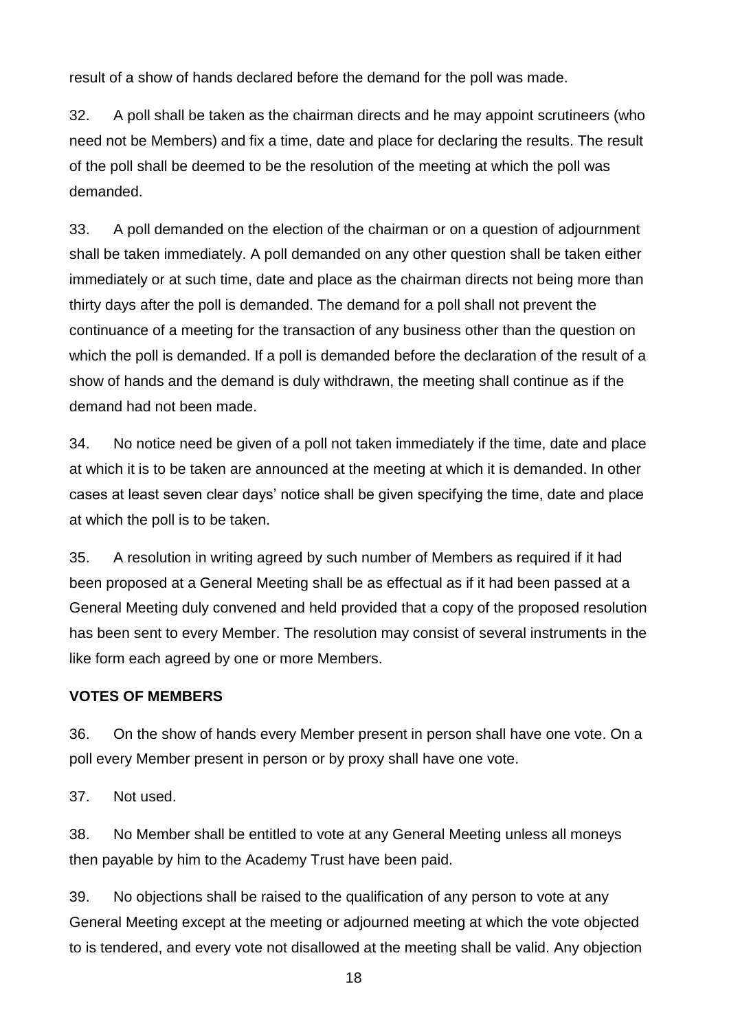result of a show of hands declared before the demand for the poll was made.

32. A poll shall be taken as the chairman directs and he may appoint scrutineers (who need not be Members) and fix a time, date and place for declaring the results. The result of the poll shall be deemed to be the resolution of the meeting at which the poll was demanded.

33. A poll demanded on the election of the chairman or on a question of adjournment shall be taken immediately. A poll demanded on any other question shall be taken either immediately or at such time, date and place as the chairman directs not being more than thirty days after the poll is demanded. The demand for a poll shall not prevent the continuance of a meeting for the transaction of any business other than the question on which the poll is demanded. If a poll is demanded before the declaration of the result of a show of hands and the demand is duly withdrawn, the meeting shall continue as if the demand had not been made.

34. No notice need be given of a poll not taken immediately if the time, date and place at which it is to be taken are announced at the meeting at which it is demanded. In other cases at least seven clear days' notice shall be given specifying the time, date and place at which the poll is to be taken.

35. A resolution in writing agreed by such number of Members as required if it had been proposed at a General Meeting shall be as effectual as if it had been passed at a General Meeting duly convened and held provided that a copy of the proposed resolution has been sent to every Member. The resolution may consist of several instruments in the like form each agreed by one or more Members.

**VOTES OF MEMBERS**

36. On the show of hands every Member present in person shall have one vote. On a poll every Member present in person or by proxy shall have one vote.

37. Not used.

38. No Member shall be entitled to vote at any General Meeting unless all moneys then payable by him to the Academy Trust have been paid.

39. No objections shall be raised to the qualification of any person to vote at any General Meeting except at the meeting or adjourned meeting at which the vote objected to is tendered, and every vote not disallowed at the meeting shall be valid. Any objection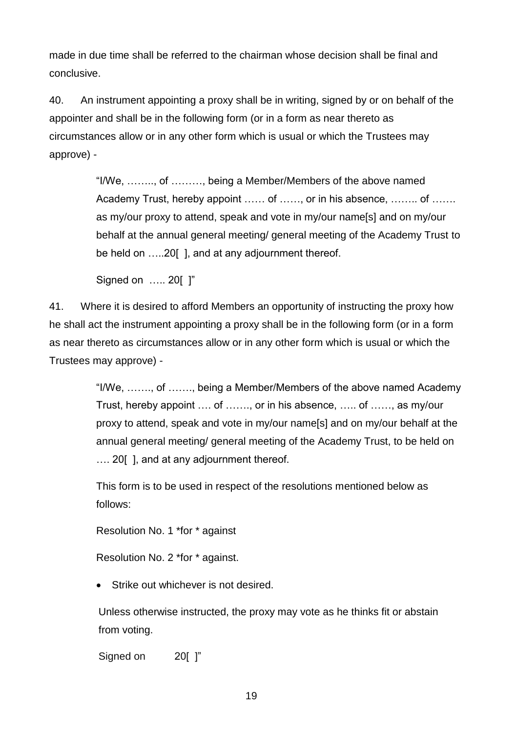made in due time shall be referred to the chairman whose decision shall be final and conclusive.

40. An instrument appointing a proxy shall be in writing, signed by or on behalf of the appointer and shall be in the following form (or in a form as near thereto as circumstances allow or in any other form which is usual or which the Trustees may approve) -

> "I/We, …….., of ………, being a Member/Members of the above named Academy Trust, hereby appoint …… of ……, or in his absence, …….. of ……. as my/our proxy to attend, speak and vote in my/our name[s] and on my/our behalf at the annual general meeting/ general meeting of the Academy Trust to be held on …..20[ ], and at any adjournment thereof.
>
> Signed on ….. 20[ ]"

41. Where it is desired to afford Members an opportunity of instructing the proxy how he shall act the instrument appointing a proxy shall be in the following form (or in a form as near thereto as circumstances allow or in any other form which is usual or which the Trustees may approve) -

> "I/We, ……., of ……., being a Member/Members of the above named Academy Trust, hereby appoint …. of ……., or in his absence, ….. of ……, as my/our proxy to attend, speak and vote in my/our name[s] and on my/our behalf at the annual general meeting/ general meeting of the Academy Trust, to be held on …. 20[ ], and at any adjournment thereof.
>
> This form is to be used in respect of the resolutions mentioned below as follows:
>
> Resolution No. 1 *for * against
>
> Resolution No. 2 *for * against.
>
> - Strike out whichever is not desired.
>
> Unless otherwise instructed, the proxy may vote as he thinks fit or abstain from voting.
>
> Signed on 20[ ]"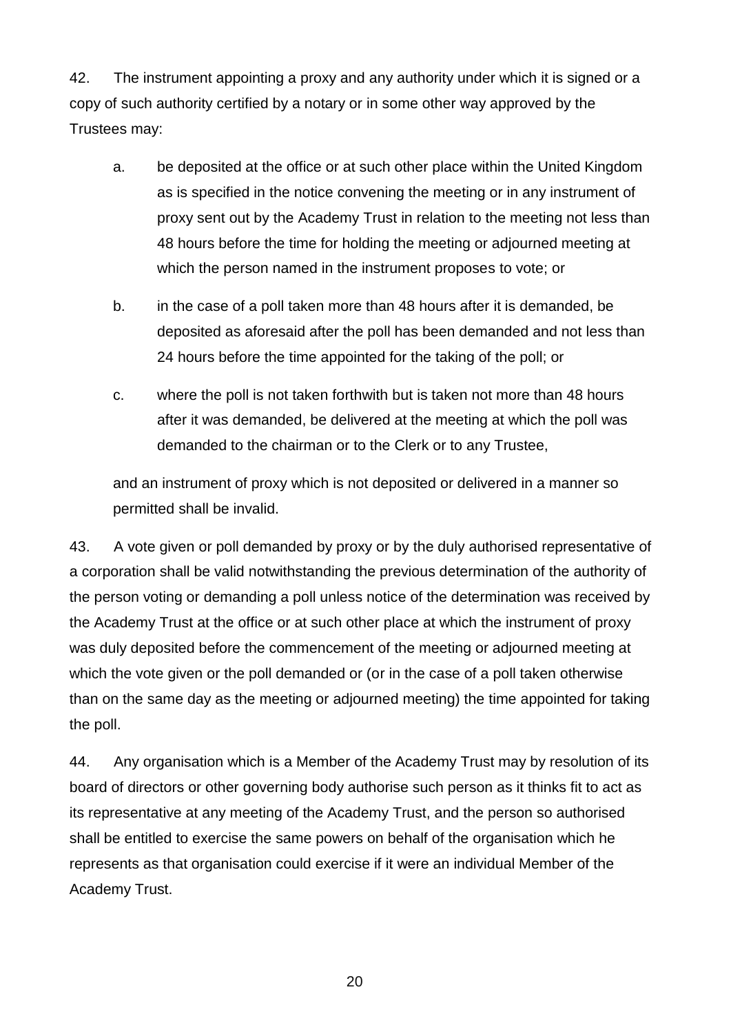42. The instrument appointing a proxy and any authority under which it is signed or a copy of such authority certified by a notary or in some other way approved by the Trustees may:

  a. be deposited at the office or at such other place within the United Kingdom as is specified in the notice convening the meeting or in any instrument of proxy sent out by the Academy Trust in relation to the meeting not less than 48 hours before the time for holding the meeting or adjourned meeting at which the person named in the instrument proposes to vote; or

  b. in the case of a poll taken more than 48 hours after it is demanded, be deposited as aforesaid after the poll has been demanded and not less than 24 hours before the time appointed for the taking of the poll; or

  c. where the poll is not taken forthwith but is taken not more than 48 hours after it was demanded, be delivered at the meeting at which the poll was demanded to the chairman or to the Clerk or to any Trustee,

  and an instrument of proxy which is not deposited or delivered in a manner so permitted shall be invalid.

43. A vote given or poll demanded by proxy or by the duly authorised representative of a corporation shall be valid notwithstanding the previous determination of the authority of the person voting or demanding a poll unless notice of the determination was received by the Academy Trust at the office or at such other place at which the instrument of proxy was duly deposited before the commencement of the meeting or adjourned meeting at which the vote given or the poll demanded or (or in the case of a poll taken otherwise than on the same day as the meeting or adjourned meeting) the time appointed for taking the poll.

44. Any organisation which is a Member of the Academy Trust may by resolution of its board of directors or other governing body authorise such person as it thinks fit to act as its representative at any meeting of the Academy Trust, and the person so authorised shall be entitled to exercise the same powers on behalf of the organisation which he represents as that organisation could exercise if it were an individual Member of the Academy Trust.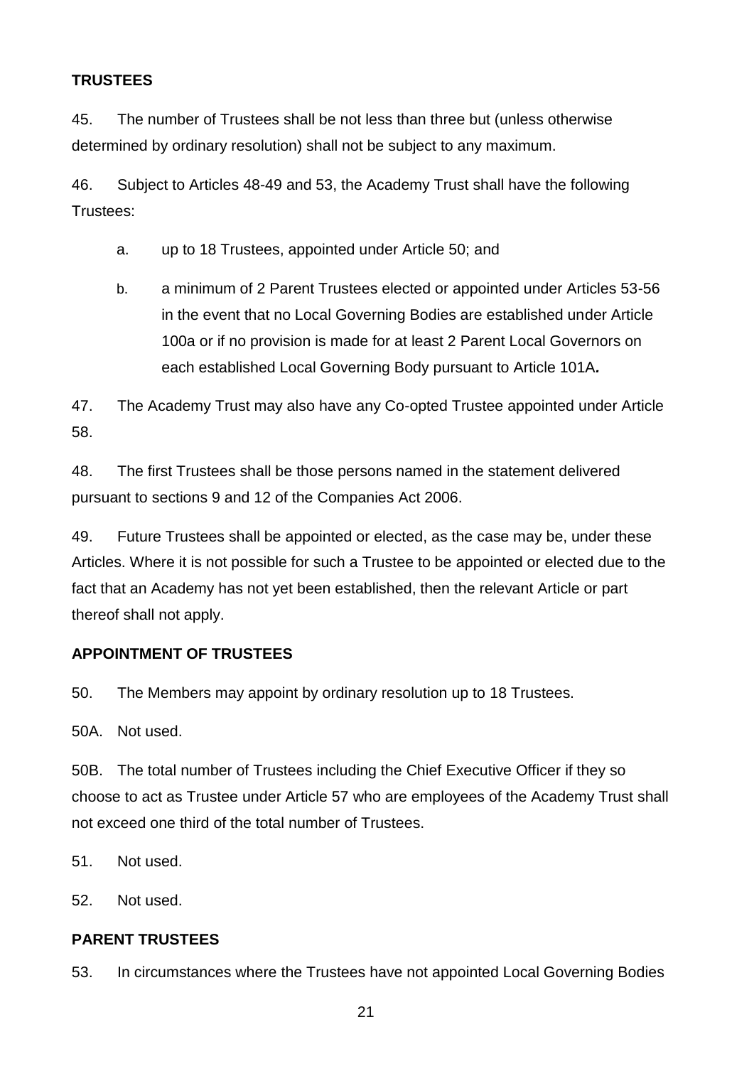**TRUSTEES**

45. The number of Trustees shall be not less than three but (unless otherwise determined by ordinary resolution) shall not be subject to any maximum.

46. Subject to Articles 48-49 and 53, the Academy Trust shall have the following Trustees:

a. up to 18 Trustees, appointed under Article 50; and

b. a minimum of 2 Parent Trustees elected or appointed under Articles 53-56 in the event that no Local Governing Bodies are established under Article 100a or if no provision is made for at least 2 Parent Local Governors on each established Local Governing Body pursuant to Article 101A***.***

47. The Academy Trust may also have any Co-opted Trustee appointed under Article 58.

48. The first Trustees shall be those persons named in the statement delivered pursuant to sections 9 and 12 of the Companies Act 2006.

49. Future Trustees shall be appointed or elected, as the case may be, under these Articles. Where it is not possible for such a Trustee to be appointed or elected due to the fact that an Academy has not yet been established, then the relevant Article or part thereof shall not apply.

**APPOINTMENT OF TRUSTEES**

50. The Members may appoint by ordinary resolution up to 18 Trustees.

50A. Not used.

50B. The total number of Trustees including the Chief Executive Officer if they so choose to act as Trustee under Article 57 who are employees of the Academy Trust shall not exceed one third of the total number of Trustees.

51. Not used.

52. Not used.

**PARENT TRUSTEES**

53. In circumstances where the Trustees have not appointed Local Governing Bodies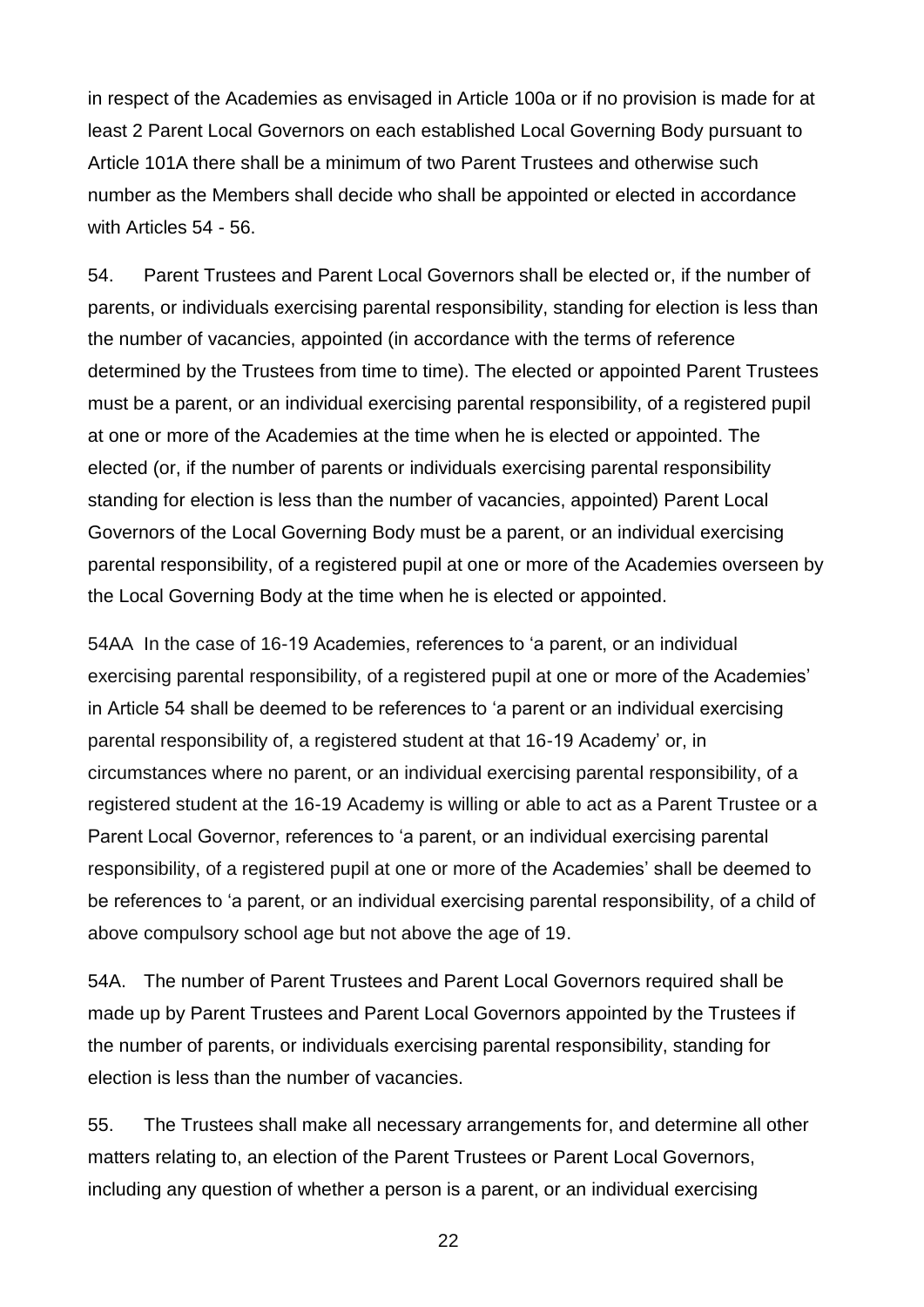in respect of the Academies as envisaged in Article 100a or if no provision is made for at least 2 Parent Local Governors on each established Local Governing Body pursuant to Article 101A there shall be a minimum of two Parent Trustees and otherwise such number as the Members shall decide who shall be appointed or elected in accordance with Articles 54 - 56.

54. Parent Trustees and Parent Local Governors shall be elected or, if the number of parents, or individuals exercising parental responsibility, standing for election is less than the number of vacancies, appointed (in accordance with the terms of reference determined by the Trustees from time to time). The elected or appointed Parent Trustees must be a parent, or an individual exercising parental responsibility, of a registered pupil at one or more of the Academies at the time when he is elected or appointed. The elected (or, if the number of parents or individuals exercising parental responsibility standing for election is less than the number of vacancies, appointed) Parent Local Governors of the Local Governing Body must be a parent, or an individual exercising parental responsibility, of a registered pupil at one or more of the Academies overseen by the Local Governing Body at the time when he is elected or appointed.

54AA In the case of 16-19 Academies, references to 'a parent, or an individual exercising parental responsibility, of a registered pupil at one or more of the Academies' in Article 54 shall be deemed to be references to 'a parent or an individual exercising parental responsibility of, a registered student at that 16-19 Academy' or, in circumstances where no parent, or an individual exercising parental responsibility, of a registered student at the 16-19 Academy is willing or able to act as a Parent Trustee or a Parent Local Governor, references to 'a parent, or an individual exercising parental responsibility, of a registered pupil at one or more of the Academies' shall be deemed to be references to 'a parent, or an individual exercising parental responsibility, of a child of above compulsory school age but not above the age of 19.

54A. The number of Parent Trustees and Parent Local Governors required shall be made up by Parent Trustees and Parent Local Governors appointed by the Trustees if the number of parents, or individuals exercising parental responsibility, standing for election is less than the number of vacancies.

55. The Trustees shall make all necessary arrangements for, and determine all other matters relating to, an election of the Parent Trustees or Parent Local Governors, including any question of whether a person is a parent, or an individual exercising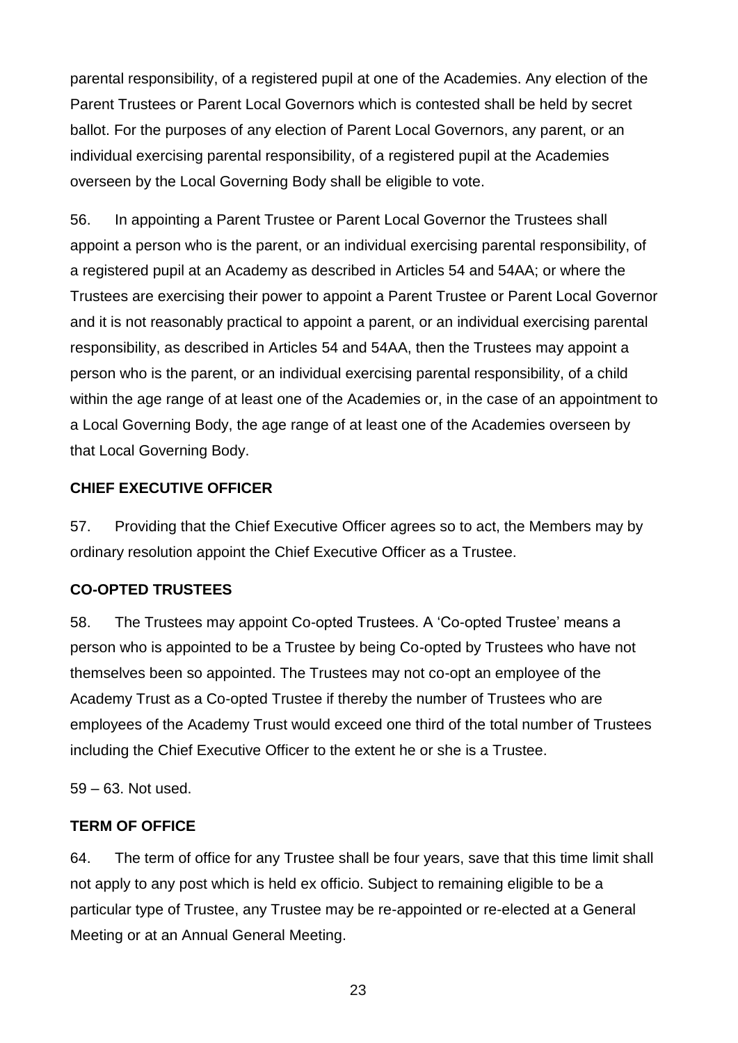parental responsibility, of a registered pupil at one of the Academies. Any election of the Parent Trustees or Parent Local Governors which is contested shall be held by secret ballot. For the purposes of any election of Parent Local Governors, any parent, or an individual exercising parental responsibility, of a registered pupil at the Academies overseen by the Local Governing Body shall be eligible to vote.

56. In appointing a Parent Trustee or Parent Local Governor the Trustees shall appoint a person who is the parent, or an individual exercising parental responsibility, of a registered pupil at an Academy as described in Articles 54 and 54AA; or where the Trustees are exercising their power to appoint a Parent Trustee or Parent Local Governor and it is not reasonably practical to appoint a parent, or an individual exercising parental responsibility, as described in Articles 54 and 54AA, then the Trustees may appoint a person who is the parent, or an individual exercising parental responsibility, of a child within the age range of at least one of the Academies or, in the case of an appointment to a Local Governing Body, the age range of at least one of the Academies overseen by that Local Governing Body.

**CHIEF EXECUTIVE OFFICER**

57. Providing that the Chief Executive Officer agrees so to act, the Members may by ordinary resolution appoint the Chief Executive Officer as a Trustee.

**CO-OPTED TRUSTEES**

58. The Trustees may appoint Co-opted Trustees. A 'Co-opted Trustee' means a person who is appointed to be a Trustee by being Co-opted by Trustees who have not themselves been so appointed. The Trustees may not co-opt an employee of the Academy Trust as a Co-opted Trustee if thereby the number of Trustees who are employees of the Academy Trust would exceed one third of the total number of Trustees including the Chief Executive Officer to the extent he or she is a Trustee.

59 – 63. Not used.

**TERM OF OFFICE**

64. The term of office for any Trustee shall be four years, save that this time limit shall not apply to any post which is held ex officio. Subject to remaining eligible to be a particular type of Trustee, any Trustee may be re-appointed or re-elected at a General Meeting or at an Annual General Meeting.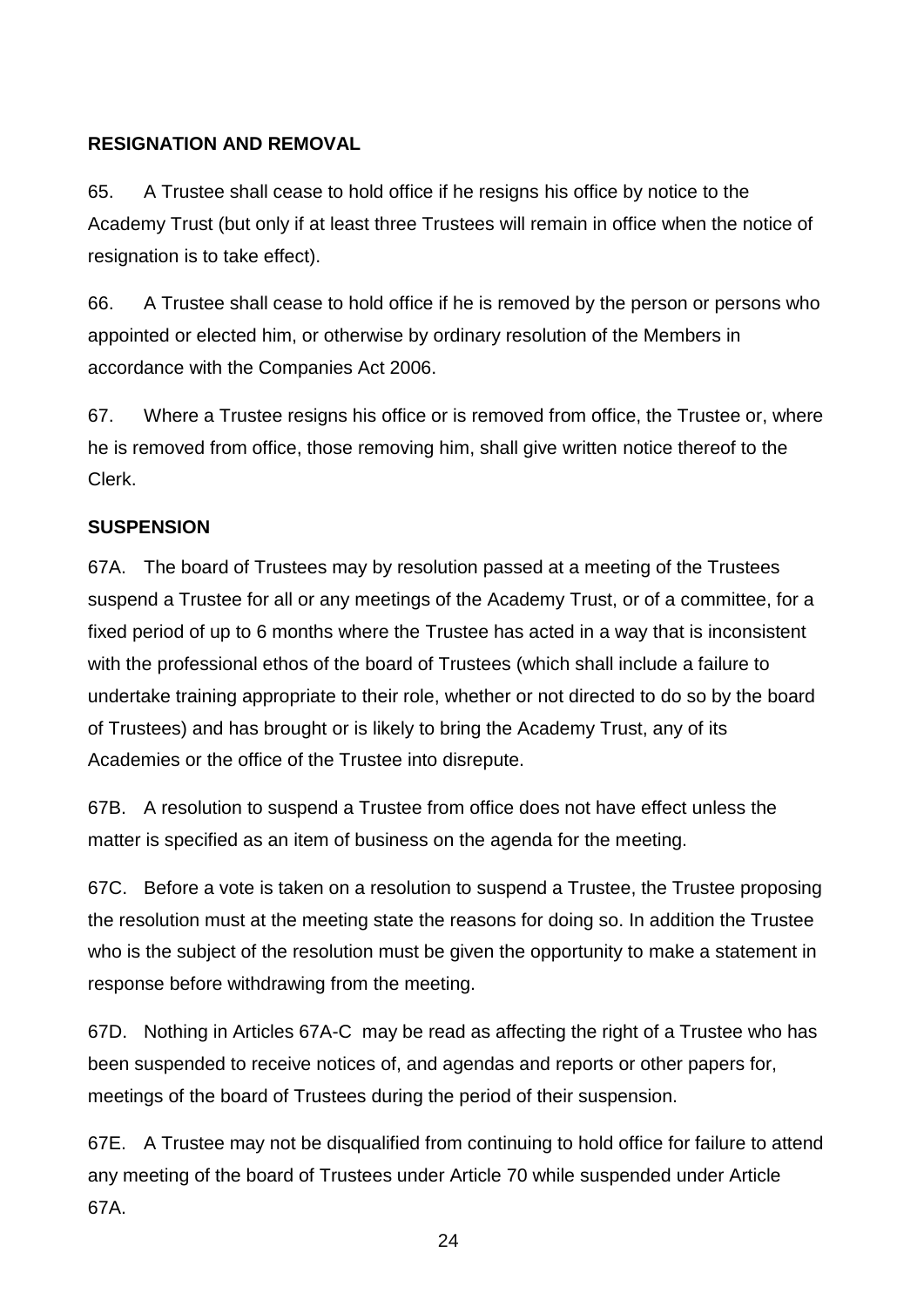**RESIGNATION AND REMOVAL**

65. A Trustee shall cease to hold office if he resigns his office by notice to the Academy Trust (but only if at least three Trustees will remain in office when the notice of resignation is to take effect).

66. A Trustee shall cease to hold office if he is removed by the person or persons who appointed or elected him, or otherwise by ordinary resolution of the Members in accordance with the Companies Act 2006.

67. Where a Trustee resigns his office or is removed from office, the Trustee or, where he is removed from office, those removing him, shall give written notice thereof to the Clerk.

**SUSPENSION**

67A. The board of Trustees may by resolution passed at a meeting of the Trustees suspend a Trustee for all or any meetings of the Academy Trust, or of a committee, for a fixed period of up to 6 months where the Trustee has acted in a way that is inconsistent with the professional ethos of the board of Trustees (which shall include a failure to undertake training appropriate to their role, whether or not directed to do so by the board of Trustees) and has brought or is likely to bring the Academy Trust, any of its Academies or the office of the Trustee into disrepute.

67B. A resolution to suspend a Trustee from office does not have effect unless the matter is specified as an item of business on the agenda for the meeting.

67C. Before a vote is taken on a resolution to suspend a Trustee, the Trustee proposing the resolution must at the meeting state the reasons for doing so. In addition the Trustee who is the subject of the resolution must be given the opportunity to make a statement in response before withdrawing from the meeting.

67D. Nothing in Articles 67A-C may be read as affecting the right of a Trustee who has been suspended to receive notices of, and agendas and reports or other papers for, meetings of the board of Trustees during the period of their suspension.

67E. A Trustee may not be disqualified from continuing to hold office for failure to attend any meeting of the board of Trustees under Article 70 while suspended under Article 67A.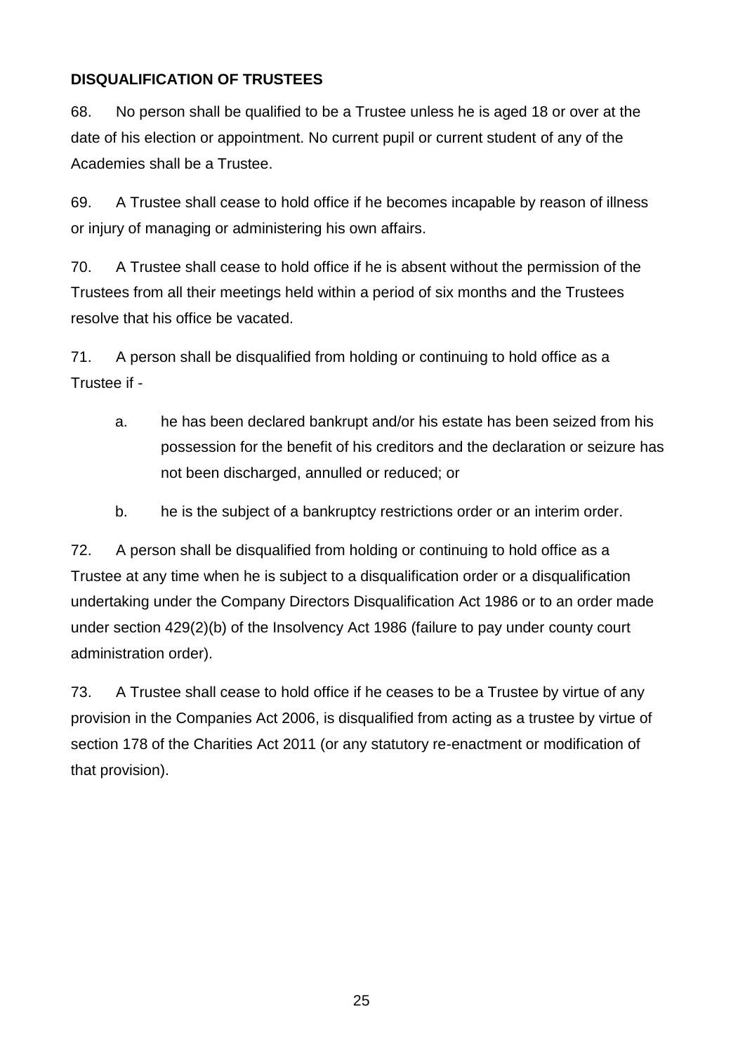**DISQUALIFICATION OF TRUSTEES**

68. No person shall be qualified to be a Trustee unless he is aged 18 or over at the date of his election or appointment. No current pupil or current student of any of the Academies shall be a Trustee.

69. A Trustee shall cease to hold office if he becomes incapable by reason of illness or injury of managing or administering his own affairs.

70. A Trustee shall cease to hold office if he is absent without the permission of the Trustees from all their meetings held within a period of six months and the Trustees resolve that his office be vacated.

71. A person shall be disqualified from holding or continuing to hold office as a Trustee if -

  a. he has been declared bankrupt and/or his estate has been seized from his possession for the benefit of his creditors and the declaration or seizure has not been discharged, annulled or reduced; or

  b. he is the subject of a bankruptcy restrictions order or an interim order.

72. A person shall be disqualified from holding or continuing to hold office as a Trustee at any time when he is subject to a disqualification order or a disqualification undertaking under the Company Directors Disqualification Act 1986 or to an order made under section 429(2)(b) of the Insolvency Act 1986 (failure to pay under county court administration order).

73. A Trustee shall cease to hold office if he ceases to be a Trustee by virtue of any provision in the Companies Act 2006, is disqualified from acting as a trustee by virtue of section 178 of the Charities Act 2011 (or any statutory re-enactment or modification of that provision).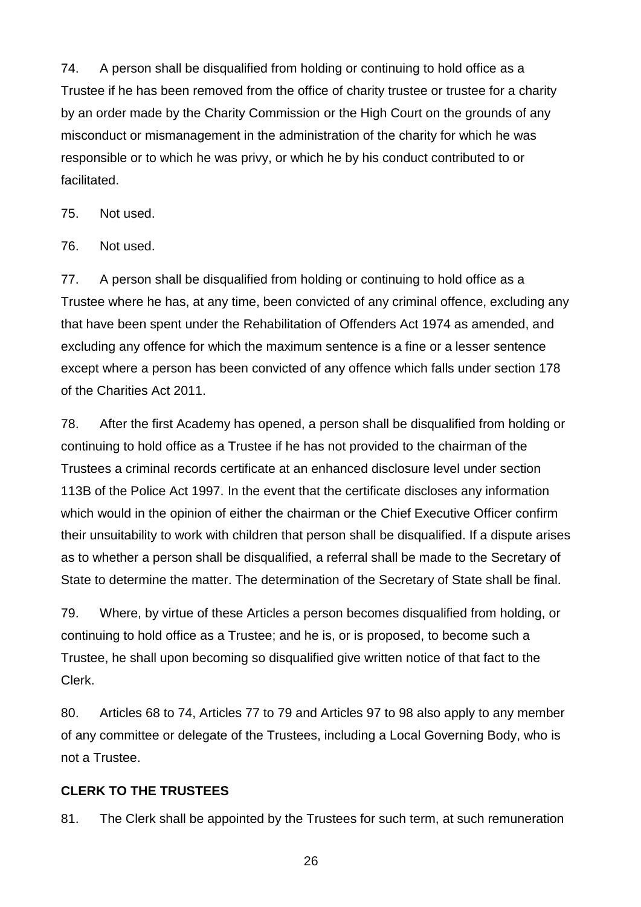74. A person shall be disqualified from holding or continuing to hold office as a Trustee if he has been removed from the office of charity trustee or trustee for a charity by an order made by the Charity Commission or the High Court on the grounds of any misconduct or mismanagement in the administration of the charity for which he was responsible or to which he was privy, or which he by his conduct contributed to or facilitated.

75. Not used.

76. Not used.

77. A person shall be disqualified from holding or continuing to hold office as a Trustee where he has, at any time, been convicted of any criminal offence, excluding any that have been spent under the Rehabilitation of Offenders Act 1974 as amended, and excluding any offence for which the maximum sentence is a fine or a lesser sentence except where a person has been convicted of any offence which falls under section 178 of the Charities Act 2011.

78. After the first Academy has opened, a person shall be disqualified from holding or continuing to hold office as a Trustee if he has not provided to the chairman of the Trustees a criminal records certificate at an enhanced disclosure level under section 113B of the Police Act 1997. In the event that the certificate discloses any information which would in the opinion of either the chairman or the Chief Executive Officer confirm their unsuitability to work with children that person shall be disqualified. If a dispute arises as to whether a person shall be disqualified, a referral shall be made to the Secretary of State to determine the matter. The determination of the Secretary of State shall be final.

79. Where, by virtue of these Articles a person becomes disqualified from holding, or continuing to hold office as a Trustee; and he is, or is proposed, to become such a Trustee, he shall upon becoming so disqualified give written notice of that fact to the Clerk.

80. Articles 68 to 74, Articles 77 to 79 and Articles 97 to 98 also apply to any member of any committee or delegate of the Trustees, including a Local Governing Body, who is not a Trustee.

**CLERK TO THE TRUSTEES**

81. The Clerk shall be appointed by the Trustees for such term, at such remuneration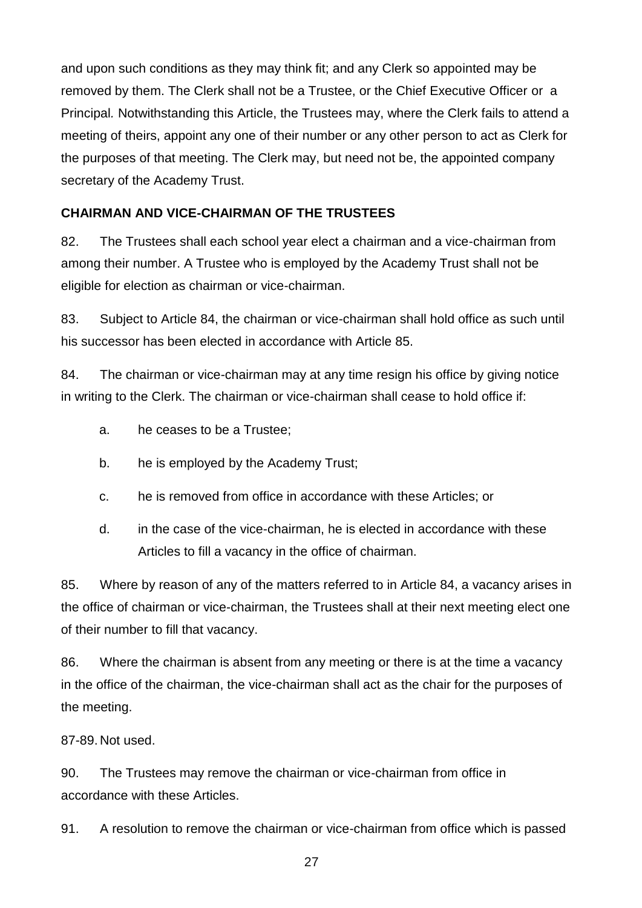and upon such conditions as they may think fit; and any Clerk so appointed may be removed by them. The Clerk shall not be a Trustee, or the Chief Executive Officer or a Principal. Notwithstanding this Article, the Trustees may, where the Clerk fails to attend a meeting of theirs, appoint any one of their number or any other person to act as Clerk for the purposes of that meeting. The Clerk may, but need not be, the appointed company secretary of the Academy Trust.

**CHAIRMAN AND VICE-CHAIRMAN OF THE TRUSTEES**

82. The Trustees shall each school year elect a chairman and a vice-chairman from among their number. A Trustee who is employed by the Academy Trust shall not be eligible for election as chairman or vice-chairman.

83. Subject to Article 84, the chairman or vice-chairman shall hold office as such until his successor has been elected in accordance with Article 85.

84. The chairman or vice-chairman may at any time resign his office by giving notice in writing to the Clerk. The chairman or vice-chairman shall cease to hold office if:

a. he ceases to be a Trustee;

b. he is employed by the Academy Trust;

c. he is removed from office in accordance with these Articles; or

d. in the case of the vice-chairman, he is elected in accordance with these Articles to fill a vacancy in the office of chairman.

85. Where by reason of any of the matters referred to in Article 84, a vacancy arises in the office of chairman or vice-chairman, the Trustees shall at their next meeting elect one of their number to fill that vacancy.

86. Where the chairman is absent from any meeting or there is at the time a vacancy in the office of the chairman, the vice-chairman shall act as the chair for the purposes of the meeting.

87-89. Not used.

90. The Trustees may remove the chairman or vice-chairman from office in accordance with these Articles.

91. A resolution to remove the chairman or vice-chairman from office which is passed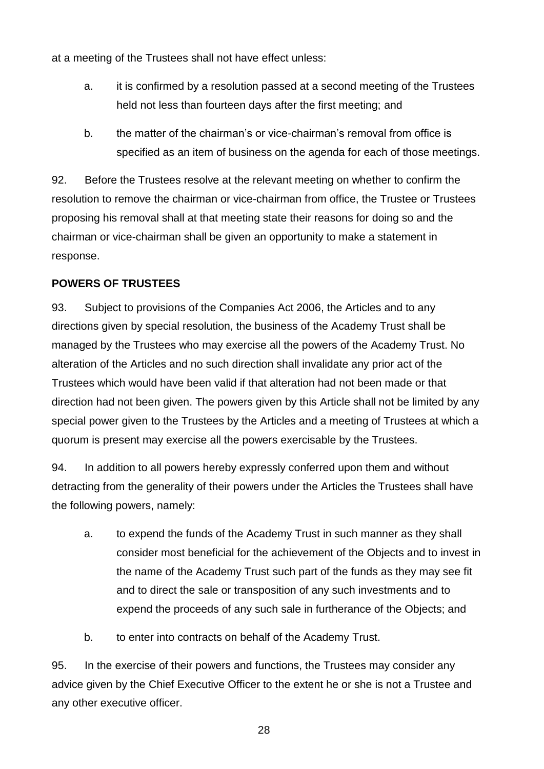at a meeting of the Trustees shall not have effect unless:

a. it is confirmed by a resolution passed at a second meeting of the Trustees held not less than fourteen days after the first meeting; and

b. the matter of the chairman's or vice-chairman's removal from office is specified as an item of business on the agenda for each of those meetings.

92. Before the Trustees resolve at the relevant meeting on whether to confirm the resolution to remove the chairman or vice-chairman from office, the Trustee or Trustees proposing his removal shall at that meeting state their reasons for doing so and the chairman or vice-chairman shall be given an opportunity to make a statement in response.

**POWERS OF TRUSTEES**

93. Subject to provisions of the Companies Act 2006, the Articles and to any directions given by special resolution, the business of the Academy Trust shall be managed by the Trustees who may exercise all the powers of the Academy Trust. No alteration of the Articles and no such direction shall invalidate any prior act of the Trustees which would have been valid if that alteration had not been made or that direction had not been given. The powers given by this Article shall not be limited by any special power given to the Trustees by the Articles and a meeting of Trustees at which a quorum is present may exercise all the powers exercisable by the Trustees.

94. In addition to all powers hereby expressly conferred upon them and without detracting from the generality of their powers under the Articles the Trustees shall have the following powers, namely:

a. to expend the funds of the Academy Trust in such manner as they shall consider most beneficial for the achievement of the Objects and to invest in the name of the Academy Trust such part of the funds as they may see fit and to direct the sale or transposition of any such investments and to expend the proceeds of any such sale in furtherance of the Objects; and

b. to enter into contracts on behalf of the Academy Trust.

95. In the exercise of their powers and functions, the Trustees may consider any advice given by the Chief Executive Officer to the extent he or she is not a Trustee and any other executive officer.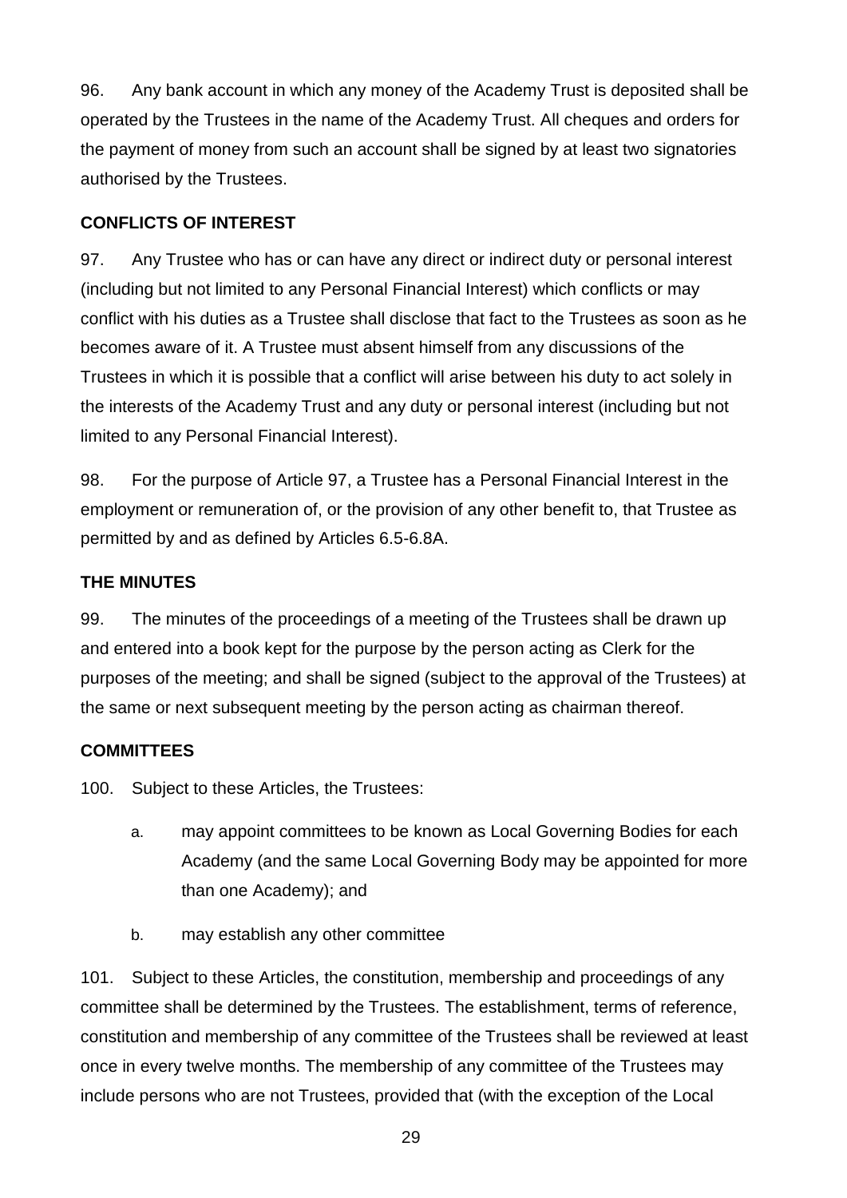96. Any bank account in which any money of the Academy Trust is deposited shall be operated by the Trustees in the name of the Academy Trust. All cheques and orders for the payment of money from such an account shall be signed by at least two signatories authorised by the Trustees.

**CONFLICTS OF INTEREST**

97. Any Trustee who has or can have any direct or indirect duty or personal interest (including but not limited to any Personal Financial Interest) which conflicts or may conflict with his duties as a Trustee shall disclose that fact to the Trustees as soon as he becomes aware of it. A Trustee must absent himself from any discussions of the Trustees in which it is possible that a conflict will arise between his duty to act solely in the interests of the Academy Trust and any duty or personal interest (including but not limited to any Personal Financial Interest).

98. For the purpose of Article 97, a Trustee has a Personal Financial Interest in the employment or remuneration of, or the provision of any other benefit to, that Trustee as permitted by and as defined by Articles 6.5-6.8A.

**THE MINUTES**

99. The minutes of the proceedings of a meeting of the Trustees shall be drawn up and entered into a book kept for the purpose by the person acting as Clerk for the purposes of the meeting; and shall be signed (subject to the approval of the Trustees) at the same or next subsequent meeting by the person acting as chairman thereof.

**COMMITTEES**

100. Subject to these Articles, the Trustees:

  a. may appoint committees to be known as Local Governing Bodies for each Academy (and the same Local Governing Body may be appointed for more than one Academy); and

  b. may establish any other committee

101. Subject to these Articles, the constitution, membership and proceedings of any committee shall be determined by the Trustees. The establishment, terms of reference, constitution and membership of any committee of the Trustees shall be reviewed at least once in every twelve months. The membership of any committee of the Trustees may include persons who are not Trustees, provided that (with the exception of the Local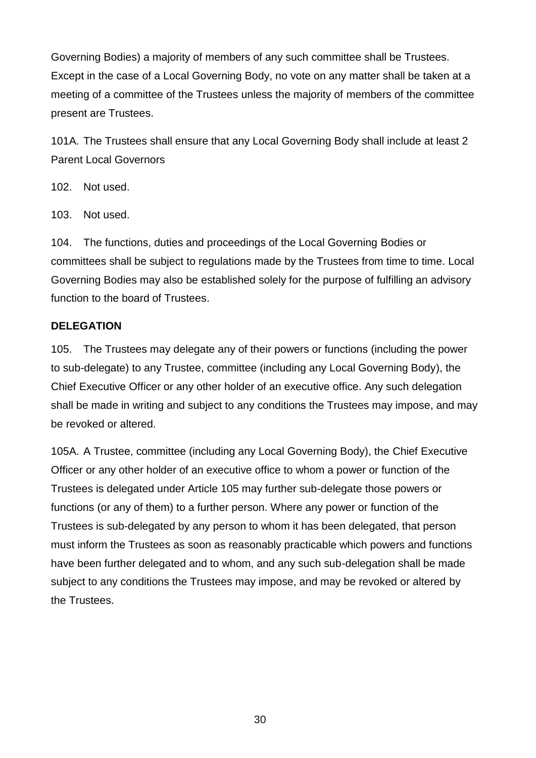Governing Bodies) a majority of members of any such committee shall be Trustees. Except in the case of a Local Governing Body, no vote on any matter shall be taken at a meeting of a committee of the Trustees unless the majority of members of the committee present are Trustees.

101A. The Trustees shall ensure that any Local Governing Body shall include at least 2 Parent Local Governors

102. Not used.

103. Not used.

104. The functions, duties and proceedings of the Local Governing Bodies or committees shall be subject to regulations made by the Trustees from time to time. Local Governing Bodies may also be established solely for the purpose of fulfilling an advisory function to the board of Trustees.

**DELEGATION**

105. The Trustees may delegate any of their powers or functions (including the power to sub-delegate) to any Trustee, committee (including any Local Governing Body), the Chief Executive Officer or any other holder of an executive office. Any such delegation shall be made in writing and subject to any conditions the Trustees may impose, and may be revoked or altered.

105A. A Trustee, committee (including any Local Governing Body), the Chief Executive Officer or any other holder of an executive office to whom a power or function of the Trustees is delegated under Article 105 may further sub-delegate those powers or functions (or any of them) to a further person. Where any power or function of the Trustees is sub-delegated by any person to whom it has been delegated, that person must inform the Trustees as soon as reasonably practicable which powers and functions have been further delegated and to whom, and any such sub-delegation shall be made subject to any conditions the Trustees may impose, and may be revoked or altered by the Trustees.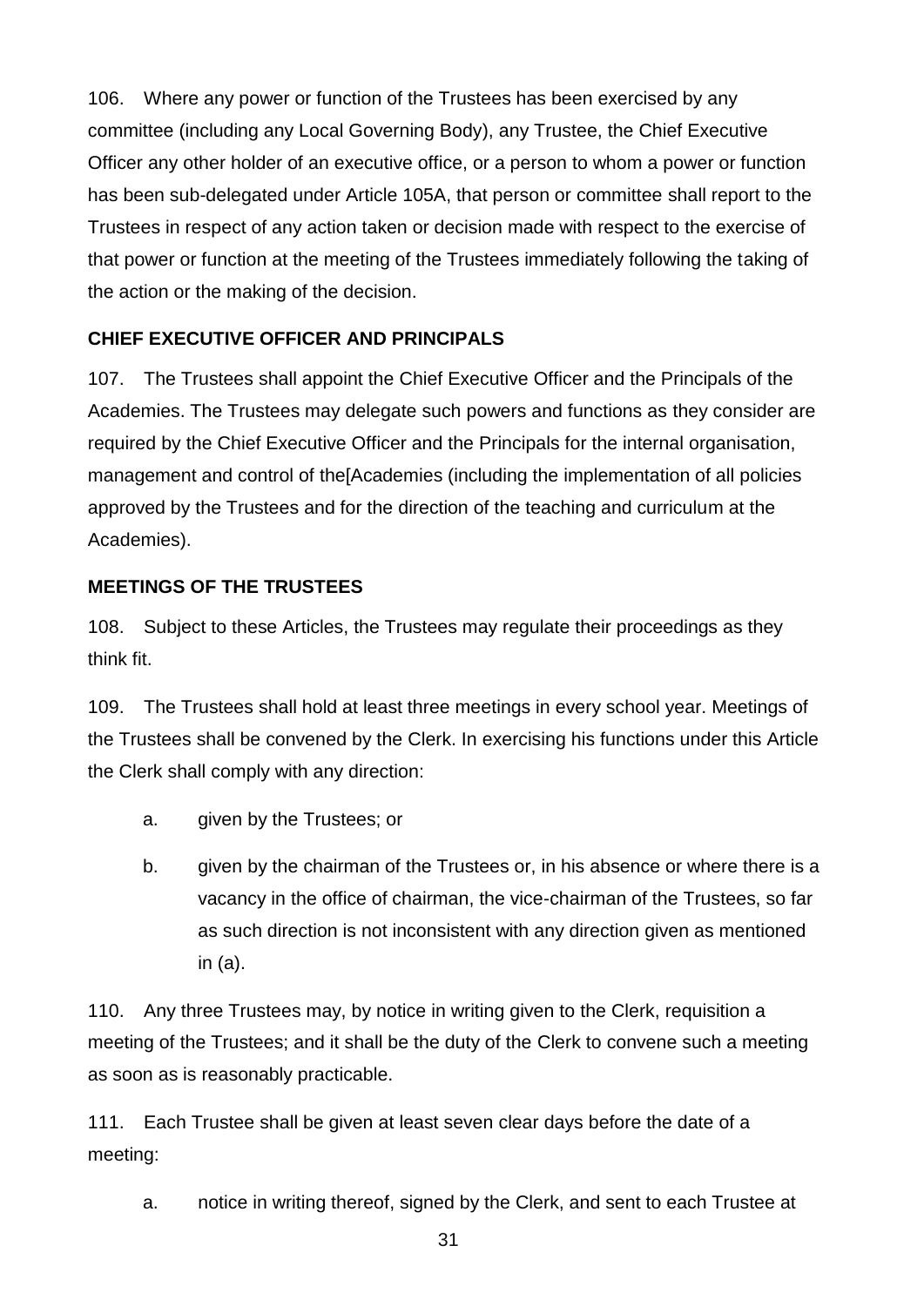106. Where any power or function of the Trustees has been exercised by any committee (including any Local Governing Body), any Trustee, the Chief Executive Officer any other holder of an executive office, or a person to whom a power or function has been sub-delegated under Article 105A, that person or committee shall report to the Trustees in respect of any action taken or decision made with respect to the exercise of that power or function at the meeting of the Trustees immediately following the taking of the action or the making of the decision.

**CHIEF EXECUTIVE OFFICER AND PRINCIPALS**

107. The Trustees shall appoint the Chief Executive Officer and the Principals of the Academies. The Trustees may delegate such powers and functions as they consider are required by the Chief Executive Officer and the Principals for the internal organisation, management and control of the[Academies (including the implementation of all policies approved by the Trustees and for the direction of the teaching and curriculum at the Academies).

**MEETINGS OF THE TRUSTEES**

108. Subject to these Articles, the Trustees may regulate their proceedings as they think fit.

109. The Trustees shall hold at least three meetings in every school year. Meetings of the Trustees shall be convened by the Clerk. In exercising his functions under this Article the Clerk shall comply with any direction:

a. given by the Trustees; or

b. given by the chairman of the Trustees or, in his absence or where there is a vacancy in the office of chairman, the vice-chairman of the Trustees, so far as such direction is not inconsistent with any direction given as mentioned in (a).

110. Any three Trustees may, by notice in writing given to the Clerk, requisition a meeting of the Trustees; and it shall be the duty of the Clerk to convene such a meeting as soon as is reasonably practicable.

111. Each Trustee shall be given at least seven clear days before the date of a meeting:

a. notice in writing thereof, signed by the Clerk, and sent to each Trustee at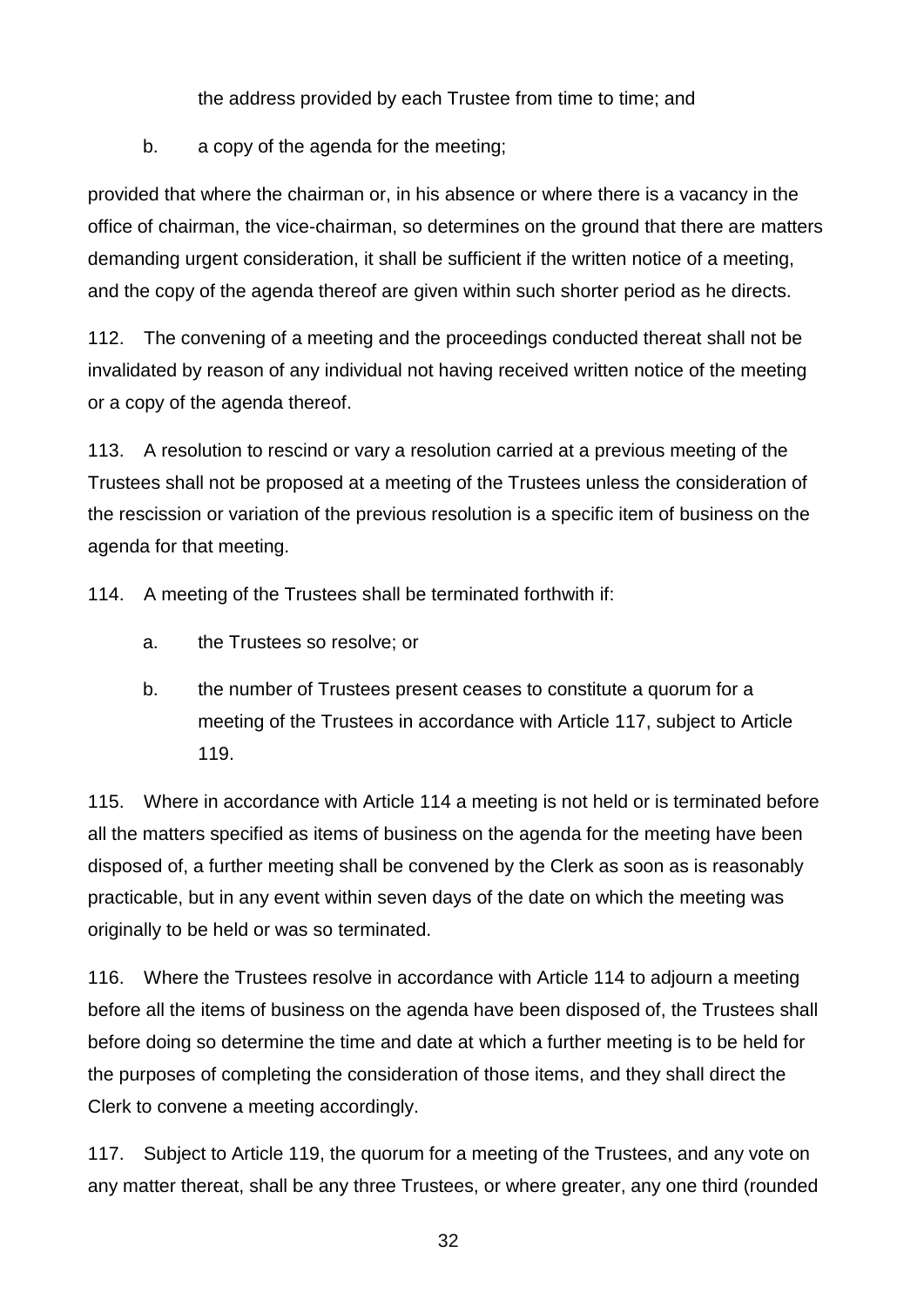the address provided by each Trustee from time to time; and

b. a copy of the agenda for the meeting;

provided that where the chairman or, in his absence or where there is a vacancy in the office of chairman, the vice-chairman, so determines on the ground that there are matters demanding urgent consideration, it shall be sufficient if the written notice of a meeting, and the copy of the agenda thereof are given within such shorter period as he directs.

112. The convening of a meeting and the proceedings conducted thereat shall not be invalidated by reason of any individual not having received written notice of the meeting or a copy of the agenda thereof.

113. A resolution to rescind or vary a resolution carried at a previous meeting of the Trustees shall not be proposed at a meeting of the Trustees unless the consideration of the rescission or variation of the previous resolution is a specific item of business on the agenda for that meeting.

114. A meeting of the Trustees shall be terminated forthwith if:

a. the Trustees so resolve; or

b. the number of Trustees present ceases to constitute a quorum for a meeting of the Trustees in accordance with Article 117, subject to Article 119.

115. Where in accordance with Article 114 a meeting is not held or is terminated before all the matters specified as items of business on the agenda for the meeting have been disposed of, a further meeting shall be convened by the Clerk as soon as is reasonably practicable, but in any event within seven days of the date on which the meeting was originally to be held or was so terminated.

116. Where the Trustees resolve in accordance with Article 114 to adjourn a meeting before all the items of business on the agenda have been disposed of, the Trustees shall before doing so determine the time and date at which a further meeting is to be held for the purposes of completing the consideration of those items, and they shall direct the Clerk to convene a meeting accordingly.

117. Subject to Article 119, the quorum for a meeting of the Trustees, and any vote on any matter thereat, shall be any three Trustees, or where greater, any one third (rounded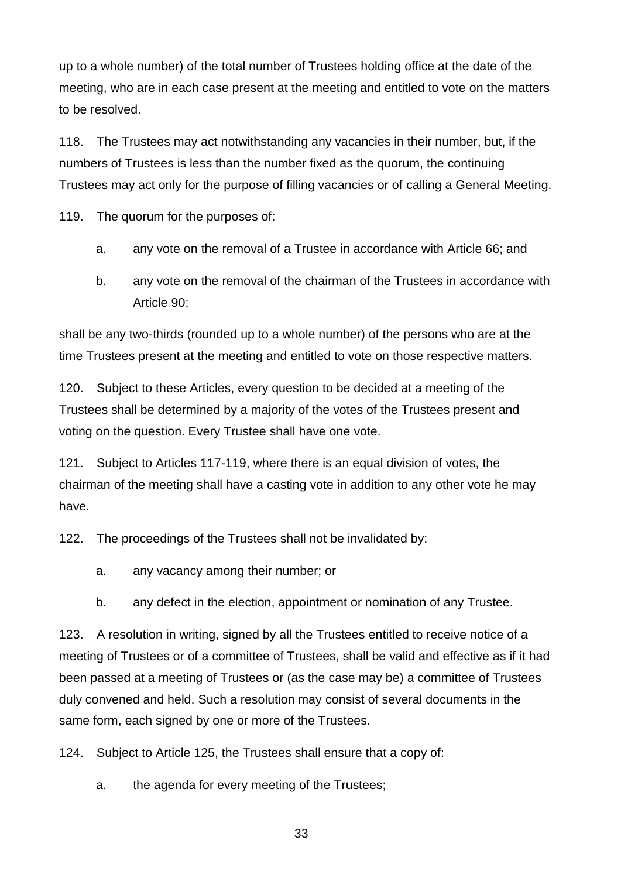up to a whole number) of the total number of Trustees holding office at the date of the meeting, who are in each case present at the meeting and entitled to vote on the matters to be resolved.

118. The Trustees may act notwithstanding any vacancies in their number, but, if the numbers of Trustees is less than the number fixed as the quorum, the continuing Trustees may act only for the purpose of filling vacancies or of calling a General Meeting.

119. The quorum for the purposes of:

  a. any vote on the removal of a Trustee in accordance with Article 66; and

  b. any vote on the removal of the chairman of the Trustees in accordance with Article 90;

shall be any two-thirds (rounded up to a whole number) of the persons who are at the time Trustees present at the meeting and entitled to vote on those respective matters.

120. Subject to these Articles, every question to be decided at a meeting of the Trustees shall be determined by a majority of the votes of the Trustees present and voting on the question. Every Trustee shall have one vote.

121. Subject to Articles 117-119, where there is an equal division of votes, the chairman of the meeting shall have a casting vote in addition to any other vote he may have.

122. The proceedings of the Trustees shall not be invalidated by:

  a. any vacancy among their number; or

  b. any defect in the election, appointment or nomination of any Trustee.

123. A resolution in writing, signed by all the Trustees entitled to receive notice of a meeting of Trustees or of a committee of Trustees, shall be valid and effective as if it had been passed at a meeting of Trustees or (as the case may be) a committee of Trustees duly convened and held. Such a resolution may consist of several documents in the same form, each signed by one or more of the Trustees.

124. Subject to Article 125, the Trustees shall ensure that a copy of:

  a. the agenda for every meeting of the Trustees;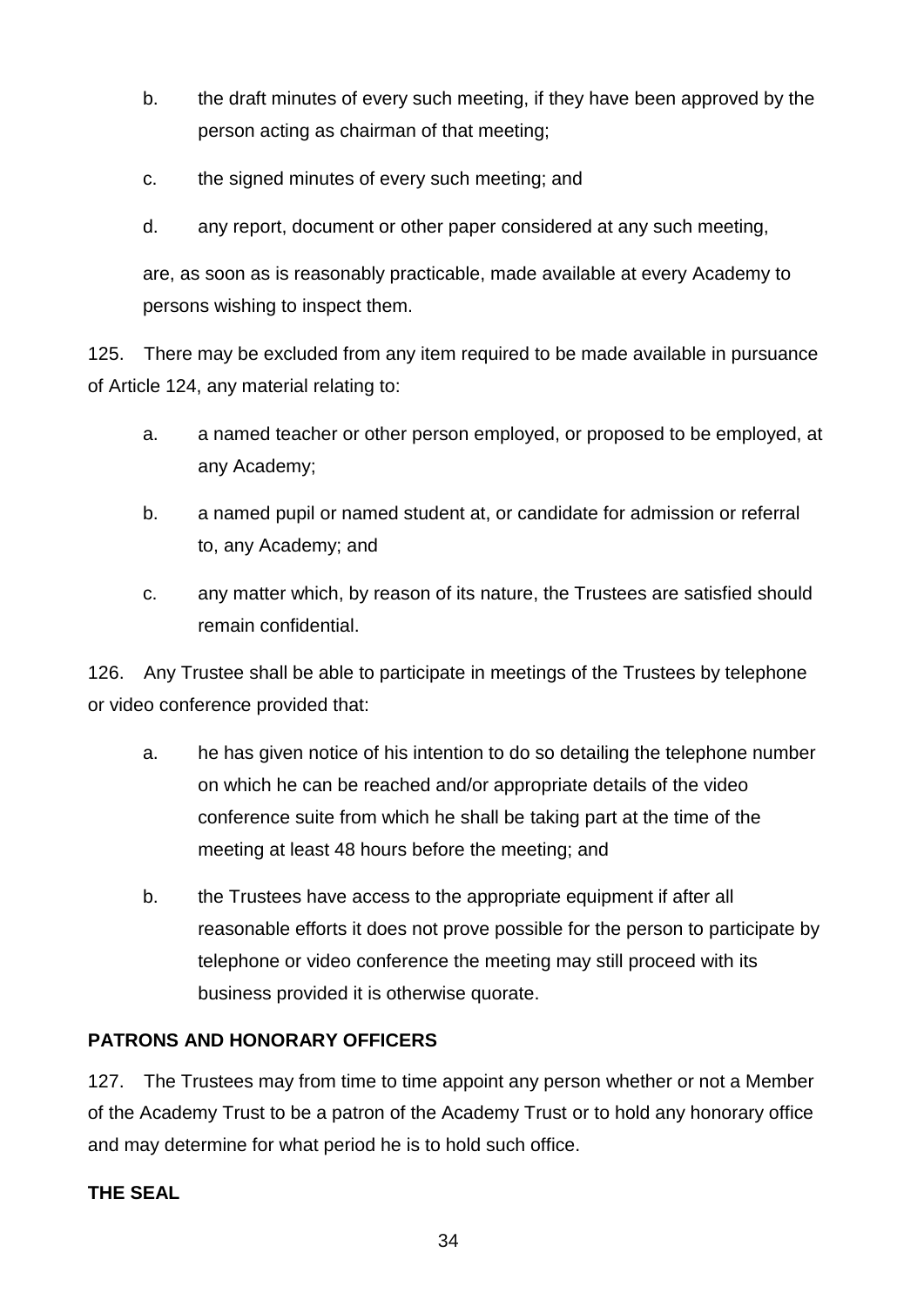b. the draft minutes of every such meeting, if they have been approved by the person acting as chairman of that meeting;

c. the signed minutes of every such meeting; and

d. any report, document or other paper considered at any such meeting,

are, as soon as is reasonably practicable, made available at every Academy to persons wishing to inspect them.

125. There may be excluded from any item required to be made available in pursuance of Article 124, any material relating to:

a. a named teacher or other person employed, or proposed to be employed, at any Academy;

b. a named pupil or named student at, or candidate for admission or referral to, any Academy; and

c. any matter which, by reason of its nature, the Trustees are satisfied should remain confidential.

126. Any Trustee shall be able to participate in meetings of the Trustees by telephone or video conference provided that:

a. he has given notice of his intention to do so detailing the telephone number on which he can be reached and/or appropriate details of the video conference suite from which he shall be taking part at the time of the meeting at least 48 hours before the meeting; and

b. the Trustees have access to the appropriate equipment if after all reasonable efforts it does not prove possible for the person to participate by telephone or video conference the meeting may still proceed with its business provided it is otherwise quorate.

**PATRONS AND HONORARY OFFICERS**

127. The Trustees may from time to time appoint any person whether or not a Member of the Academy Trust to be a patron of the Academy Trust or to hold any honorary office and may determine for what period he is to hold such office.

**THE SEAL**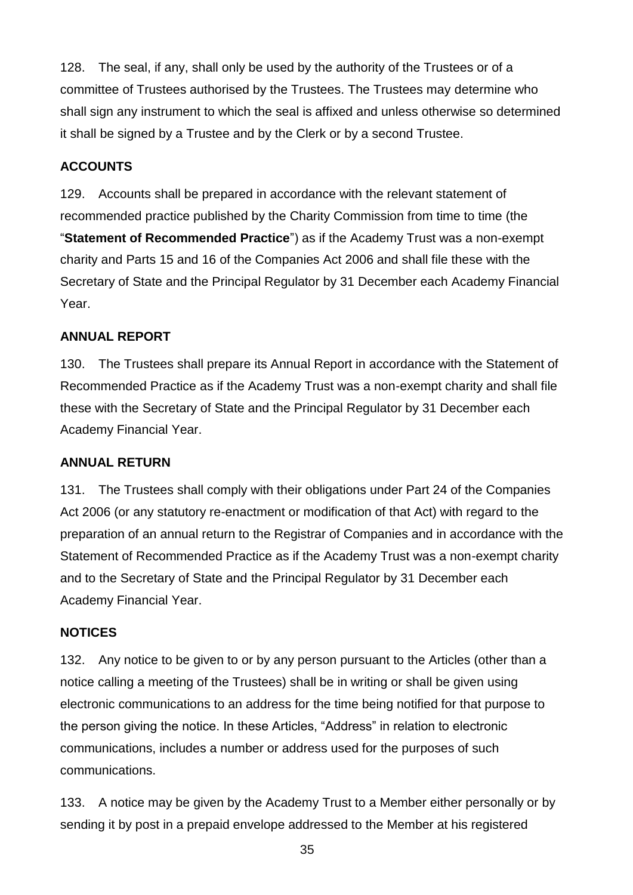128. The seal, if any, shall only be used by the authority of the Trustees or of a committee of Trustees authorised by the Trustees. The Trustees may determine who shall sign any instrument to which the seal is affixed and unless otherwise so determined it shall be signed by a Trustee and by the Clerk or by a second Trustee.

**ACCOUNTS**

129. Accounts shall be prepared in accordance with the relevant statement of recommended practice published by the Charity Commission from time to time (the "**Statement of Recommended Practice**") as if the Academy Trust was a non-exempt charity and Parts 15 and 16 of the Companies Act 2006 and shall file these with the Secretary of State and the Principal Regulator by 31 December each Academy Financial Year.

**ANNUAL REPORT**

130. The Trustees shall prepare its Annual Report in accordance with the Statement of Recommended Practice as if the Academy Trust was a non-exempt charity and shall file these with the Secretary of State and the Principal Regulator by 31 December each Academy Financial Year.

**ANNUAL RETURN**

131. The Trustees shall comply with their obligations under Part 24 of the Companies Act 2006 (or any statutory re-enactment or modification of that Act) with regard to the preparation of an annual return to the Registrar of Companies and in accordance with the Statement of Recommended Practice as if the Academy Trust was a non-exempt charity and to the Secretary of State and the Principal Regulator by 31 December each Academy Financial Year.

**NOTICES**

132. Any notice to be given to or by any person pursuant to the Articles (other than a notice calling a meeting of the Trustees) shall be in writing or shall be given using electronic communications to an address for the time being notified for that purpose to the person giving the notice. In these Articles, "Address" in relation to electronic communications, includes a number or address used for the purposes of such communications.

133. A notice may be given by the Academy Trust to a Member either personally or by sending it by post in a prepaid envelope addressed to the Member at his registered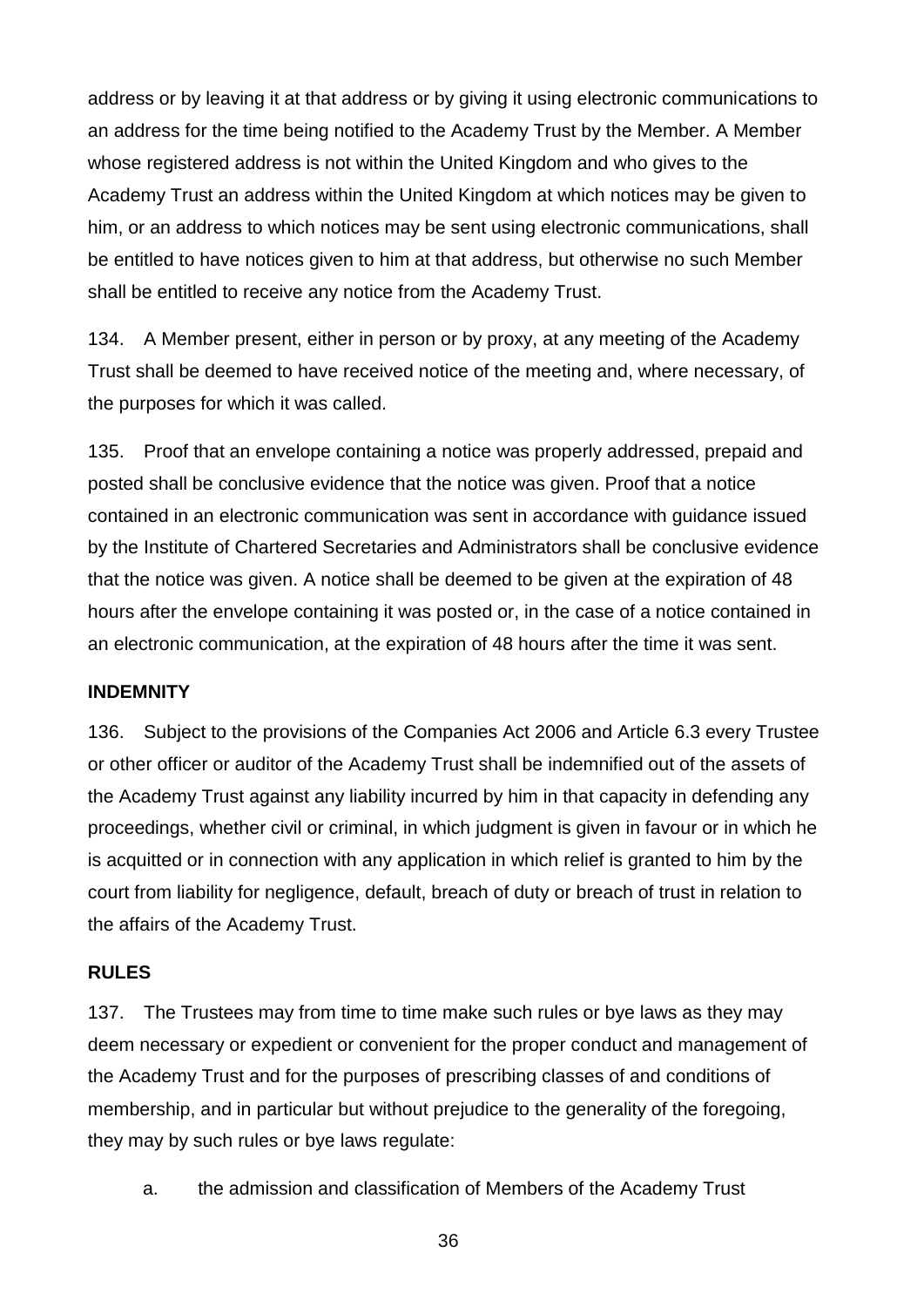address or by leaving it at that address or by giving it using electronic communications to an address for the time being notified to the Academy Trust by the Member. A Member whose registered address is not within the United Kingdom and who gives to the Academy Trust an address within the United Kingdom at which notices may be given to him, or an address to which notices may be sent using electronic communications, shall be entitled to have notices given to him at that address, but otherwise no such Member shall be entitled to receive any notice from the Academy Trust.

134. A Member present, either in person or by proxy, at any meeting of the Academy Trust shall be deemed to have received notice of the meeting and, where necessary, of the purposes for which it was called.

135. Proof that an envelope containing a notice was properly addressed, prepaid and posted shall be conclusive evidence that the notice was given. Proof that a notice contained in an electronic communication was sent in accordance with guidance issued by the Institute of Chartered Secretaries and Administrators shall be conclusive evidence that the notice was given. A notice shall be deemed to be given at the expiration of 48 hours after the envelope containing it was posted or, in the case of a notice contained in an electronic communication, at the expiration of 48 hours after the time it was sent.

**INDEMNITY**

136. Subject to the provisions of the Companies Act 2006 and Article 6.3 every Trustee or other officer or auditor of the Academy Trust shall be indemnified out of the assets of the Academy Trust against any liability incurred by him in that capacity in defending any proceedings, whether civil or criminal, in which judgment is given in favour or in which he is acquitted or in connection with any application in which relief is granted to him by the court from liability for negligence, default, breach of duty or breach of trust in relation to the affairs of the Academy Trust.

**RULES**

137. The Trustees may from time to time make such rules or bye laws as they may deem necessary or expedient or convenient for the proper conduct and management of the Academy Trust and for the purposes of prescribing classes of and conditions of membership, and in particular but without prejudice to the generality of the foregoing, they may by such rules or bye laws regulate:

a. the admission and classification of Members of the Academy Trust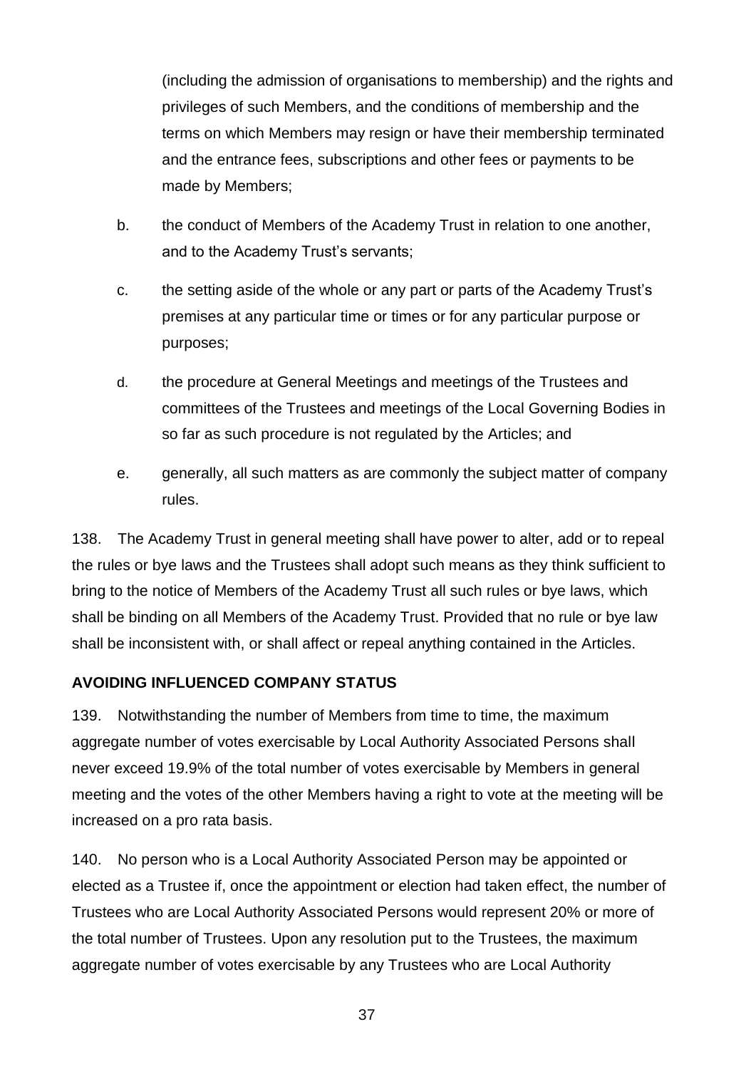(including the admission of organisations to membership) and the rights and privileges of such Members, and the conditions of membership and the terms on which Members may resign or have their membership terminated and the entrance fees, subscriptions and other fees or payments to be made by Members;

b. the conduct of Members of the Academy Trust in relation to one another, and to the Academy Trust's servants;

c. the setting aside of the whole or any part or parts of the Academy Trust's premises at any particular time or times or for any particular purpose or purposes;

d. the procedure at General Meetings and meetings of the Trustees and committees of the Trustees and meetings of the Local Governing Bodies in so far as such procedure is not regulated by the Articles; and

e. generally, all such matters as are commonly the subject matter of company rules.

138. The Academy Trust in general meeting shall have power to alter, add or to repeal the rules or bye laws and the Trustees shall adopt such means as they think sufficient to bring to the notice of Members of the Academy Trust all such rules or bye laws, which shall be binding on all Members of the Academy Trust. Provided that no rule or bye law shall be inconsistent with, or shall affect or repeal anything contained in the Articles.

**AVOIDING INFLUENCED COMPANY STATUS**

139. Notwithstanding the number of Members from time to time, the maximum aggregate number of votes exercisable by Local Authority Associated Persons shall never exceed 19.9% of the total number of votes exercisable by Members in general meeting and the votes of the other Members having a right to vote at the meeting will be increased on a pro rata basis.

140. No person who is a Local Authority Associated Person may be appointed or elected as a Trustee if, once the appointment or election had taken effect, the number of Trustees who are Local Authority Associated Persons would represent 20% or more of the total number of Trustees. Upon any resolution put to the Trustees, the maximum aggregate number of votes exercisable by any Trustees who are Local Authority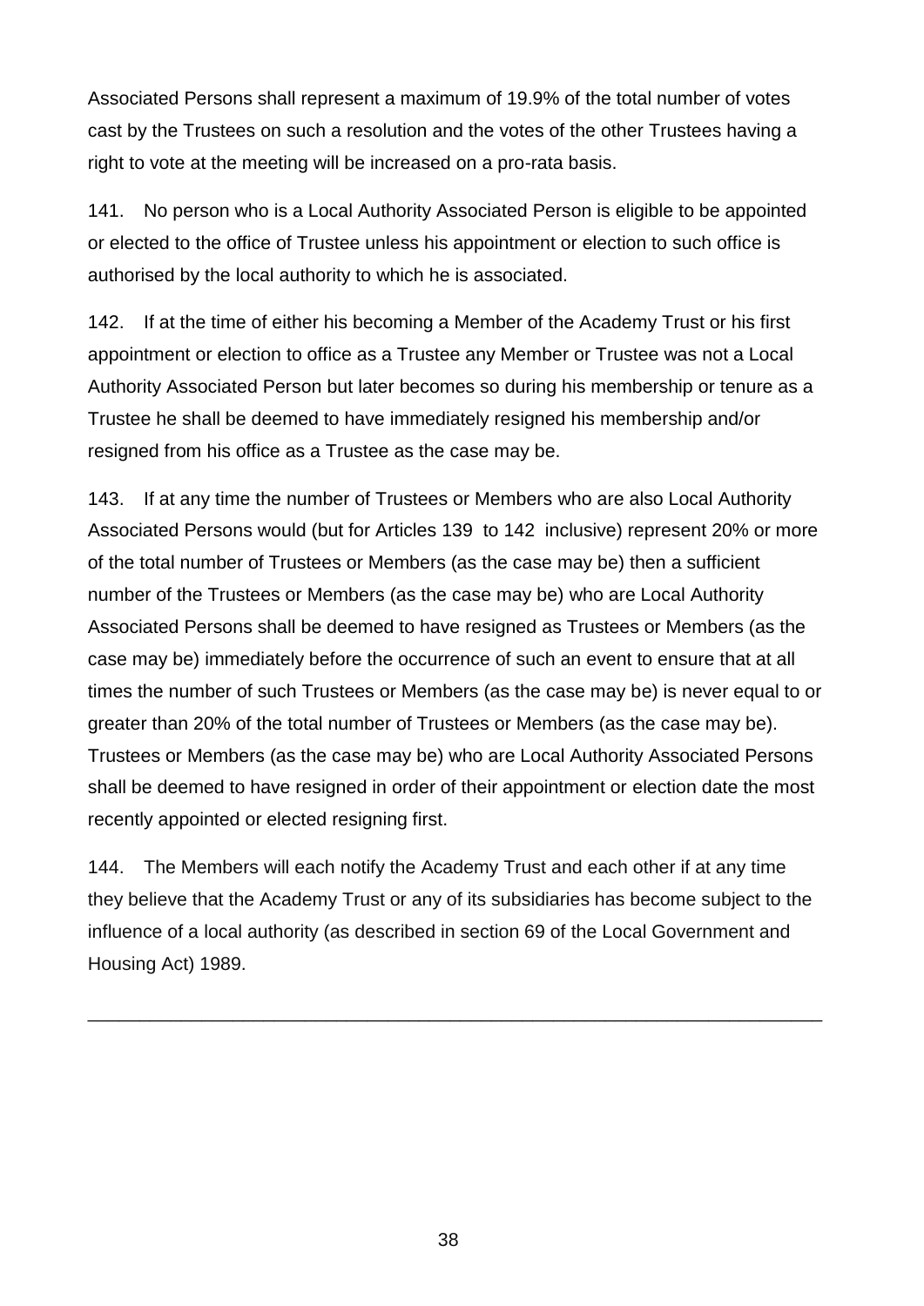Associated Persons shall represent a maximum of 19.9% of the total number of votes cast by the Trustees on such a resolution and the votes of the other Trustees having a right to vote at the meeting will be increased on a pro-rata basis.

141. No person who is a Local Authority Associated Person is eligible to be appointed or elected to the office of Trustee unless his appointment or election to such office is authorised by the local authority to which he is associated.

142. If at the time of either his becoming a Member of the Academy Trust or his first appointment or election to office as a Trustee any Member or Trustee was not a Local Authority Associated Person but later becomes so during his membership or tenure as a Trustee he shall be deemed to have immediately resigned his membership and/or resigned from his office as a Trustee as the case may be.

143. If at any time the number of Trustees or Members who are also Local Authority Associated Persons would (but for Articles 139 to 142 inclusive) represent 20% or more of the total number of Trustees or Members (as the case may be) then a sufficient number of the Trustees or Members (as the case may be) who are Local Authority Associated Persons shall be deemed to have resigned as Trustees or Members (as the case may be) immediately before the occurrence of such an event to ensure that at all times the number of such Trustees or Members (as the case may be) is never equal to or greater than 20% of the total number of Trustees or Members (as the case may be). Trustees or Members (as the case may be) who are Local Authority Associated Persons shall be deemed to have resigned in order of their appointment or election date the most recently appointed or elected resigning first.

144. The Members will each notify the Academy Trust and each other if at any time they believe that the Academy Trust or any of its subsidiaries has become subject to the influence of a local authority (as described in section 69 of the Local Government and Housing Act) 1989.

---